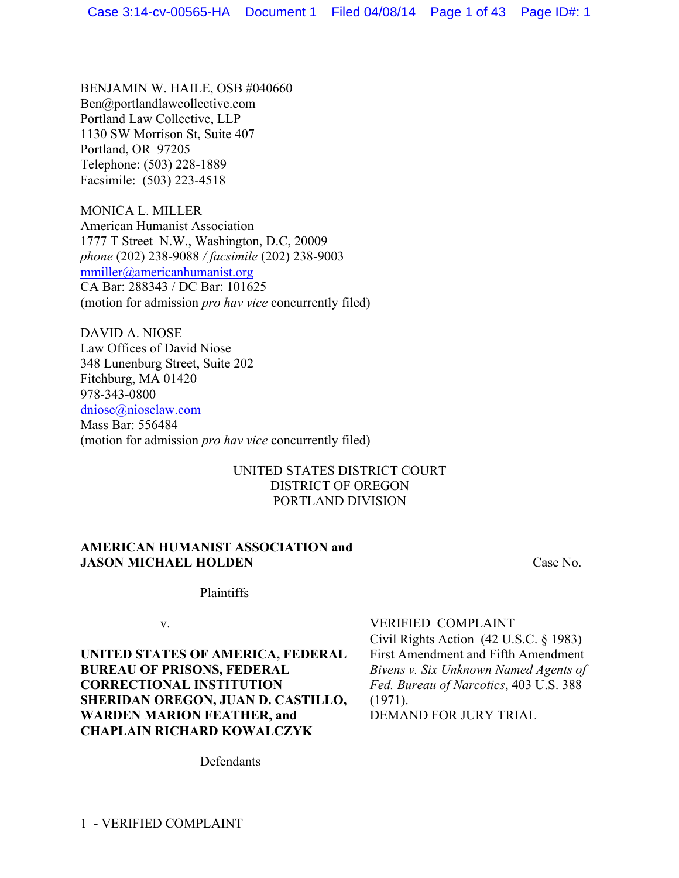BENJAMIN W. HAILE, OSB #040660
Ben@portlandlawcollective.com
Portland Law Collective, LLP
1130 SW Morrison St, Suite 407
Portland, OR 97205
Telephone: (503) 228-1889
Facsimile: (503) 223-4518

MONICA L. MILLER
American Humanist Association
1777 T Street N.W., Washington, D.C, 20009
*phone* (202) 238-9088 / *facsimile* (202) 238-9003
mmiller@americanhumanist.org
CA Bar: 288343 / DC Bar: 101625
(motion for admission *pro hav vice* concurrently filed)

DAVID A. NIOSE
Law Offices of David Niose
348 Lunenburg Street, Suite 202
Fitchburg, MA 01420
978-343-0800
dniose@nioselaw.com
Mass Bar: 556484
(motion for admission *pro hav vice* concurrently filed)

UNITED STATES DISTRICT COURT
DISTRICT OF OREGON
PORTLAND DIVISION

**AMERICAN HUMANIST ASSOCIATION and JASON MICHAEL HOLDEN**

Plaintiffs

v.

**UNITED STATES OF AMERICA, FEDERAL BUREAU OF PRISONS, FEDERAL CORRECTIONAL INSTITUTION SHERIDAN OREGON, JUAN D. CASTILLO, WARDEN MARION FEATHER, and CHAPLAIN RICHARD KOWALCZYK**

Defendants

Case No.

VERIFIED COMPLAINT
Civil Rights Action (42 U.S.C. § 1983)
First Amendment and Fifth Amendment
*Bivens v. Six Unknown Named Agents of Fed. Bureau of Narcotics*, 403 U.S. 388 (1971).
DEMAND FOR JURY TRIAL

1 - VERIFIED COMPLAINT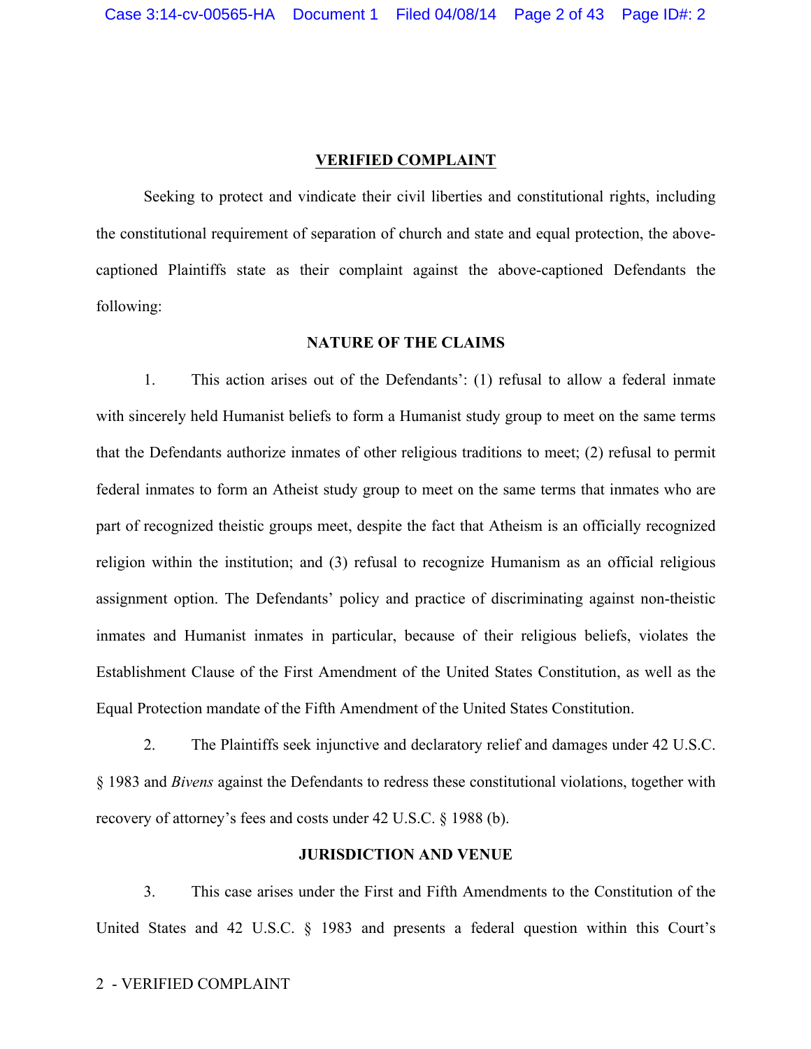## VERIFIED COMPLAINT

Seeking to protect and vindicate their civil liberties and constitutional rights, including the constitutional requirement of separation of church and state and equal protection, the above-captioned Plaintiffs state as their complaint against the above-captioned Defendants the following:

### NATURE OF THE CLAIMS

1. This action arises out of the Defendants': (1) refusal to allow a federal inmate with sincerely held Humanist beliefs to form a Humanist study group to meet on the same terms that the Defendants authorize inmates of other religious traditions to meet; (2) refusal to permit federal inmates to form an Atheist study group to meet on the same terms that inmates who are part of recognized theistic groups meet, despite the fact that Atheism is an officially recognized religion within the institution; and (3) refusal to recognize Humanism as an official religious assignment option. The Defendants' policy and practice of discriminating against non-theistic inmates and Humanist inmates in particular, because of their religious beliefs, violates the Establishment Clause of the First Amendment of the United States Constitution, as well as the Equal Protection mandate of the Fifth Amendment of the United States Constitution.

2. The Plaintiffs seek injunctive and declaratory relief and damages under 42 U.S.C. § 1983 and *Bivens* against the Defendants to redress these constitutional violations, together with recovery of attorney's fees and costs under 42 U.S.C. § 1988 (b).

### JURISDICTION AND VENUE

3. This case arises under the First and Fifth Amendments to the Constitution of the United States and 42 U.S.C. § 1983 and presents a federal question within this Court's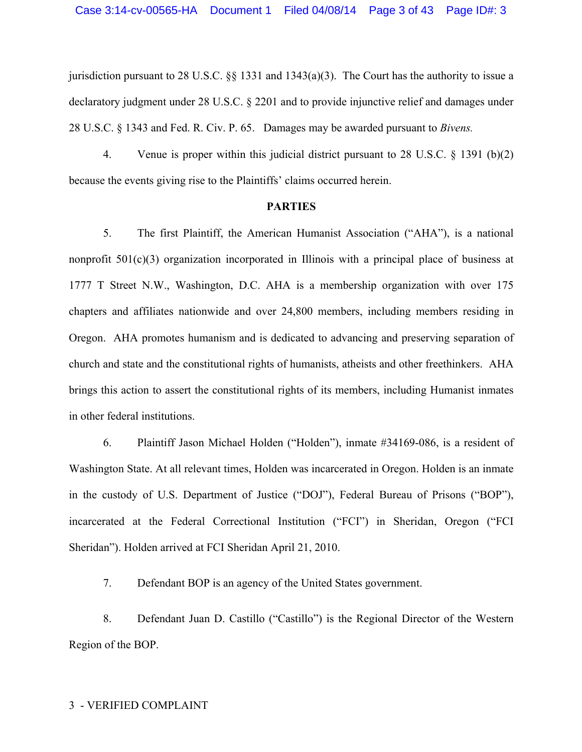jurisdiction pursuant to 28 U.S.C. §§ 1331 and 1343(a)(3). The Court has the authority to issue a declaratory judgment under 28 U.S.C. § 2201 and to provide injunctive relief and damages under 28 U.S.C. § 1343 and Fed. R. Civ. P. 65. Damages may be awarded pursuant to *Bivens.*

4. Venue is proper within this judicial district pursuant to 28 U.S.C. § 1391 (b)(2) because the events giving rise to the Plaintiffs' claims occurred herein.

**PARTIES**

5. The first Plaintiff, the American Humanist Association ("AHA"), is a national nonprofit 501(c)(3) organization incorporated in Illinois with a principal place of business at 1777 T Street N.W., Washington, D.C. AHA is a membership organization with over 175 chapters and affiliates nationwide and over 24,800 members, including members residing in Oregon. AHA promotes humanism and is dedicated to advancing and preserving separation of church and state and the constitutional rights of humanists, atheists and other freethinkers. AHA brings this action to assert the constitutional rights of its members, including Humanist inmates in other federal institutions.

6. Plaintiff Jason Michael Holden ("Holden"), inmate #34169-086, is a resident of Washington State. At all relevant times, Holden was incarcerated in Oregon. Holden is an inmate in the custody of U.S. Department of Justice ("DOJ"), Federal Bureau of Prisons ("BOP"), incarcerated at the Federal Correctional Institution ("FCI") in Sheridan, Oregon ("FCI Sheridan"). Holden arrived at FCI Sheridan April 21, 2010.

7. Defendant BOP is an agency of the United States government.

8. Defendant Juan D. Castillo ("Castillo") is the Regional Director of the Western Region of the BOP.

3 - VERIFIED COMPLAINT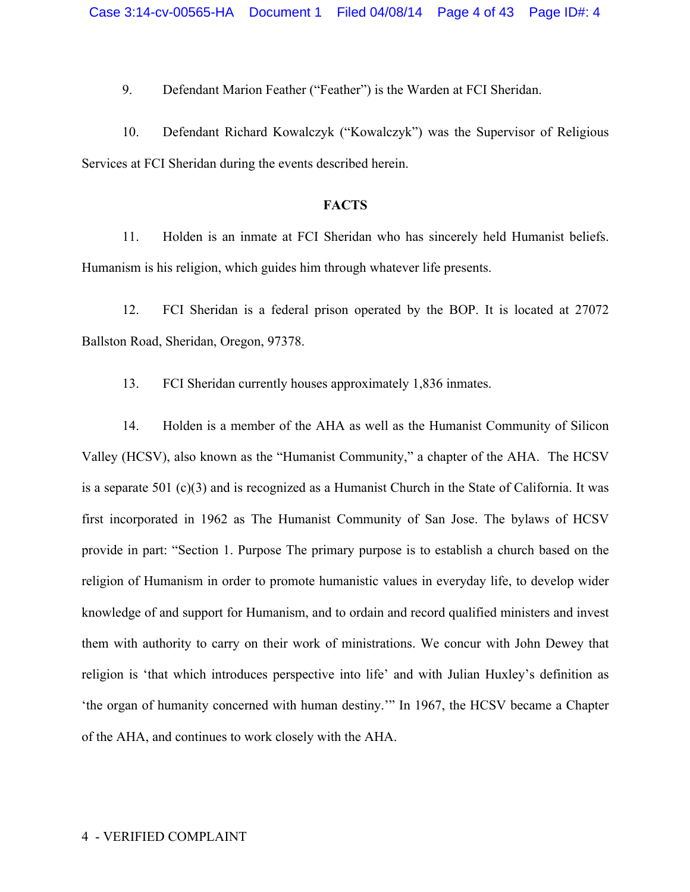9. Defendant Marion Feather ("Feather") is the Warden at FCI Sheridan.

10. Defendant Richard Kowalczyk ("Kowalczyk") was the Supervisor of Religious Services at FCI Sheridan during the events described herein.

**FACTS**

11. Holden is an inmate at FCI Sheridan who has sincerely held Humanist beliefs. Humanism is his religion, which guides him through whatever life presents.

12. FCI Sheridan is a federal prison operated by the BOP. It is located at 27072 Ballston Road, Sheridan, Oregon, 97378.

13. FCI Sheridan currently houses approximately 1,836 inmates.

14. Holden is a member of the AHA as well as the Humanist Community of Silicon Valley (HCSV), also known as the "Humanist Community," a chapter of the AHA. The HCSV is a separate 501 (c)(3) and is recognized as a Humanist Church in the State of California. It was first incorporated in 1962 as The Humanist Community of San Jose. The bylaws of HCSV provide in part: "Section 1. Purpose The primary purpose is to establish a church based on the religion of Humanism in order to promote humanistic values in everyday life, to develop wider knowledge of and support for Humanism, and to ordain and record qualified ministers and invest them with authority to carry on their work of ministrations. We concur with John Dewey that religion is 'that which introduces perspective into life' and with Julian Huxley's definition as 'the organ of humanity concerned with human destiny.'" In 1967, the HCSV became a Chapter of the AHA, and continues to work closely with the AHA.

4 - VERIFIED COMPLAINT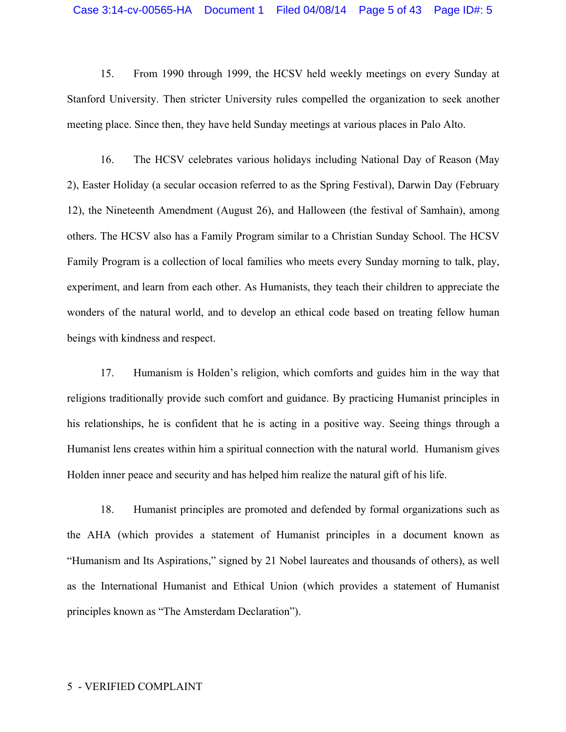15. From 1990 through 1999, the HCSV held weekly meetings on every Sunday at Stanford University. Then stricter University rules compelled the organization to seek another meeting place. Since then, they have held Sunday meetings at various places in Palo Alto.

16. The HCSV celebrates various holidays including National Day of Reason (May 2), Easter Holiday (a secular occasion referred to as the Spring Festival), Darwin Day (February 12), the Nineteenth Amendment (August 26), and Halloween (the festival of Samhain), among others. The HCSV also has a Family Program similar to a Christian Sunday School. The HCSV Family Program is a collection of local families who meets every Sunday morning to talk, play, experiment, and learn from each other. As Humanists, they teach their children to appreciate the wonders of the natural world, and to develop an ethical code based on treating fellow human beings with kindness and respect.

17. Humanism is Holden's religion, which comforts and guides him in the way that religions traditionally provide such comfort and guidance. By practicing Humanist principles in his relationships, he is confident that he is acting in a positive way. Seeing things through a Humanist lens creates within him a spiritual connection with the natural world. Humanism gives Holden inner peace and security and has helped him realize the natural gift of his life.

18. Humanist principles are promoted and defended by formal organizations such as the AHA (which provides a statement of Humanist principles in a document known as "Humanism and Its Aspirations," signed by 21 Nobel laureates and thousands of others), as well as the International Humanist and Ethical Union (which provides a statement of Humanist principles known as "The Amsterdam Declaration").

5 - VERIFIED COMPLAINT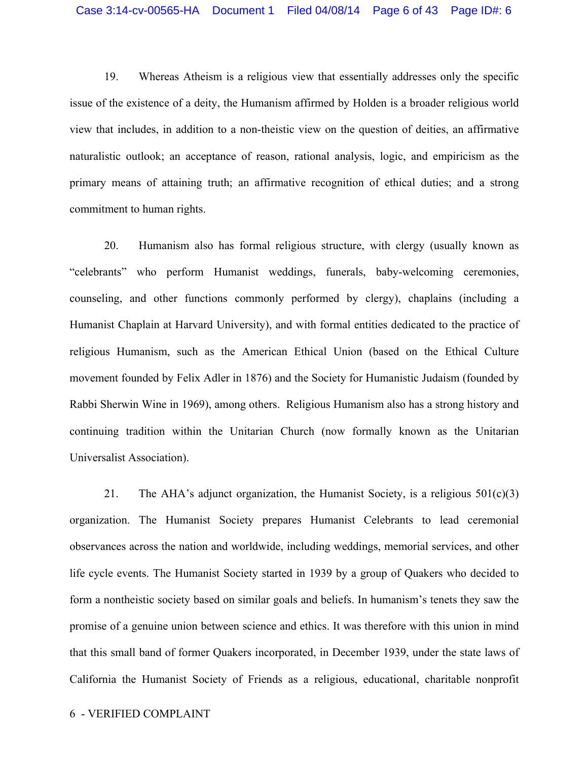19. Whereas Atheism is a religious view that essentially addresses only the specific issue of the existence of a deity, the Humanism affirmed by Holden is a broader religious world view that includes, in addition to a non-theistic view on the question of deities, an affirmative naturalistic outlook; an acceptance of reason, rational analysis, logic, and empiricism as the primary means of attaining truth; an affirmative recognition of ethical duties; and a strong commitment to human rights.

20. Humanism also has formal religious structure, with clergy (usually known as "celebrants" who perform Humanist weddings, funerals, baby-welcoming ceremonies, counseling, and other functions commonly performed by clergy), chaplains (including a Humanist Chaplain at Harvard University), and with formal entities dedicated to the practice of religious Humanism, such as the American Ethical Union (based on the Ethical Culture movement founded by Felix Adler in 1876) and the Society for Humanistic Judaism (founded by Rabbi Sherwin Wine in 1969), among others. Religious Humanism also has a strong history and continuing tradition within the Unitarian Church (now formally known as the Unitarian Universalist Association).

21. The AHA's adjunct organization, the Humanist Society, is a religious 501(c)(3) organization. The Humanist Society prepares Humanist Celebrants to lead ceremonial observances across the nation and worldwide, including weddings, memorial services, and other life cycle events. The Humanist Society started in 1939 by a group of Quakers who decided to form a nontheistic society based on similar goals and beliefs. In humanism's tenets they saw the promise of a genuine union between science and ethics. It was therefore with this union in mind that this small band of former Quakers incorporated, in December 1939, under the state laws of California the Humanist Society of Friends as a religious, educational, charitable nonprofit

6 - VERIFIED COMPLAINT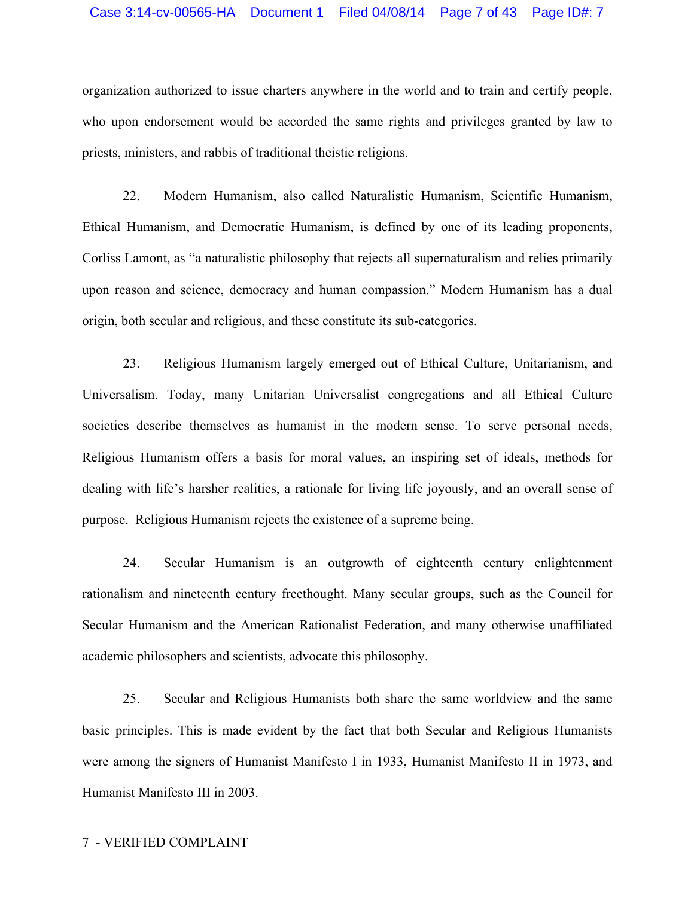organization authorized to issue charters anywhere in the world and to train and certify people, who upon endorsement would be accorded the same rights and privileges granted by law to priests, ministers, and rabbis of traditional theistic religions.

22. Modern Humanism, also called Naturalistic Humanism, Scientific Humanism, Ethical Humanism, and Democratic Humanism, is defined by one of its leading proponents, Corliss Lamont, as "a naturalistic philosophy that rejects all supernaturalism and relies primarily upon reason and science, democracy and human compassion." Modern Humanism has a dual origin, both secular and religious, and these constitute its sub-categories.

23. Religious Humanism largely emerged out of Ethical Culture, Unitarianism, and Universalism. Today, many Unitarian Universalist congregations and all Ethical Culture societies describe themselves as humanist in the modern sense. To serve personal needs, Religious Humanism offers a basis for moral values, an inspiring set of ideals, methods for dealing with life's harsher realities, a rationale for living life joyously, and an overall sense of purpose. Religious Humanism rejects the existence of a supreme being.

24. Secular Humanism is an outgrowth of eighteenth century enlightenment rationalism and nineteenth century freethought. Many secular groups, such as the Council for Secular Humanism and the American Rationalist Federation, and many otherwise unaffiliated academic philosophers and scientists, advocate this philosophy.

25. Secular and Religious Humanists both share the same worldview and the same basic principles. This is made evident by the fact that both Secular and Religious Humanists were among the signers of Humanist Manifesto I in 1933, Humanist Manifesto II in 1973, and Humanist Manifesto III in 2003.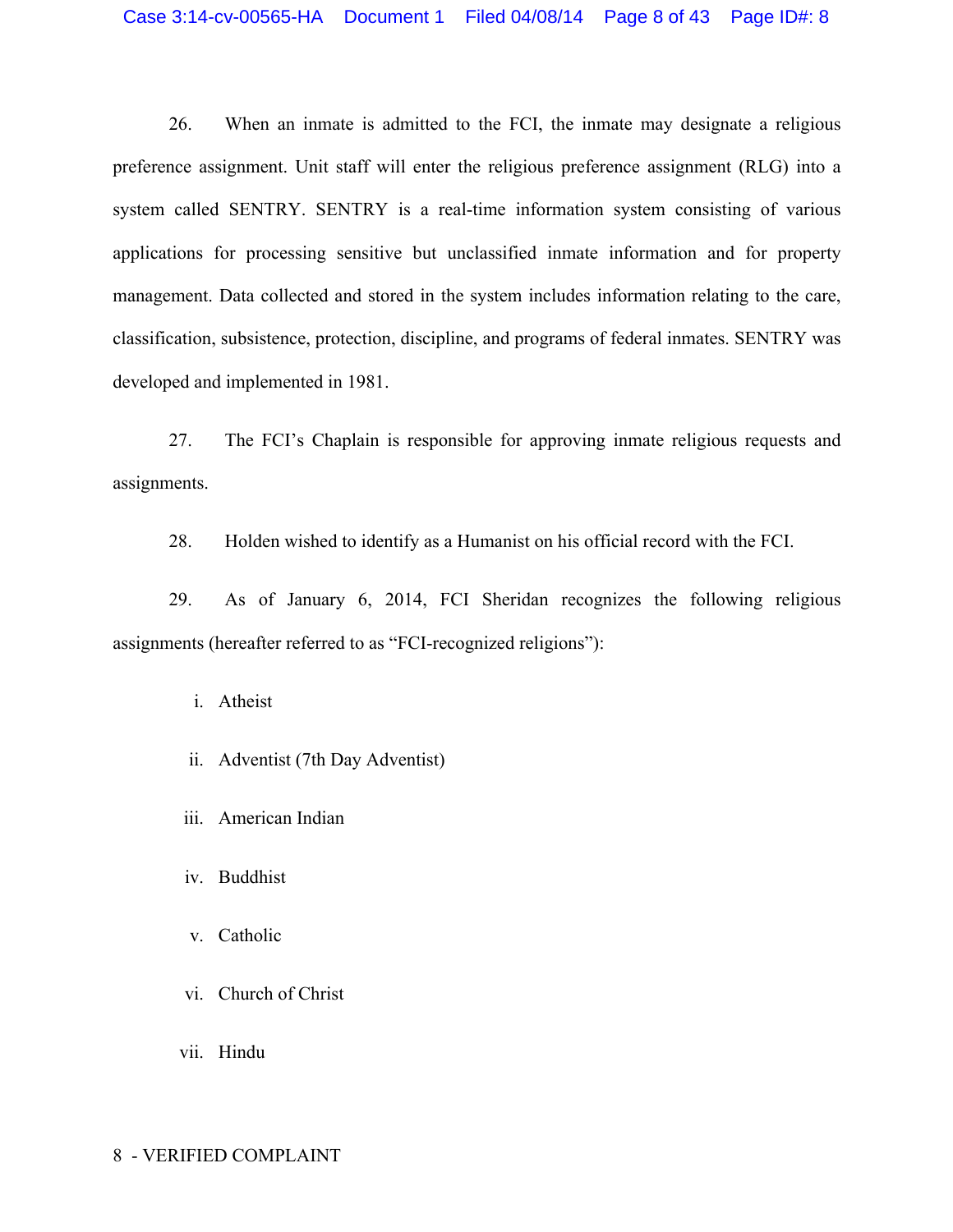26. When an inmate is admitted to the FCI, the inmate may designate a religious preference assignment. Unit staff will enter the religious preference assignment (RLG) into a system called SENTRY. SENTRY is a real-time information system consisting of various applications for processing sensitive but unclassified inmate information and for property management. Data collected and stored in the system includes information relating to the care, classification, subsistence, protection, discipline, and programs of federal inmates. SENTRY was developed and implemented in 1981.

27. The FCI's Chaplain is responsible for approving inmate religious requests and assignments.

28. Holden wished to identify as a Humanist on his official record with the FCI.

29. As of January 6, 2014, FCI Sheridan recognizes the following religious assignments (hereafter referred to as "FCI-recognized religions"):

i. Atheist

ii. Adventist (7th Day Adventist)

iii. American Indian

iv. Buddhist

v. Catholic

vi. Church of Christ

vii. Hindu

8 - VERIFIED COMPLAINT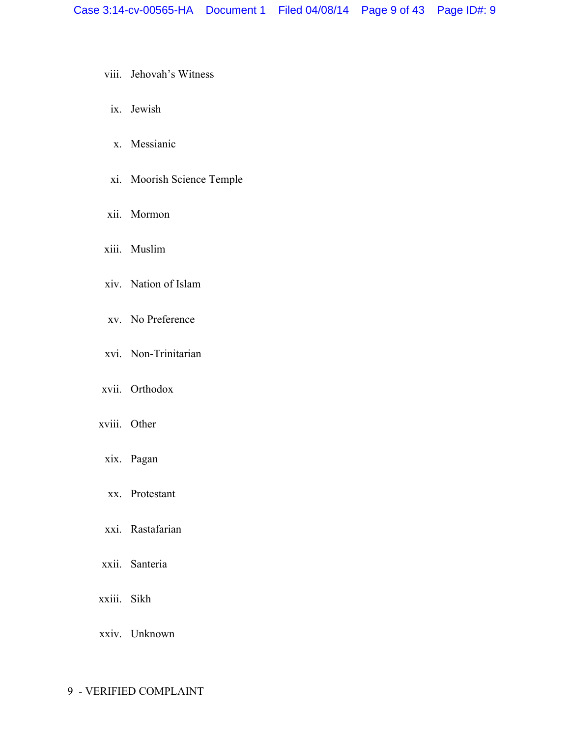viii. Jehovah's Witness

ix. Jewish

x. Messianic

xi. Moorish Science Temple

xii. Mormon

xiii. Muslim

xiv. Nation of Islam

xv. No Preference

xvi. Non-Trinitarian

xvii. Orthodox

xviii. Other

xix. Pagan

xx. Protestant

xxi. Rastafarian

xxii. Santeria

xxiii. Sikh

xxiv. Unknown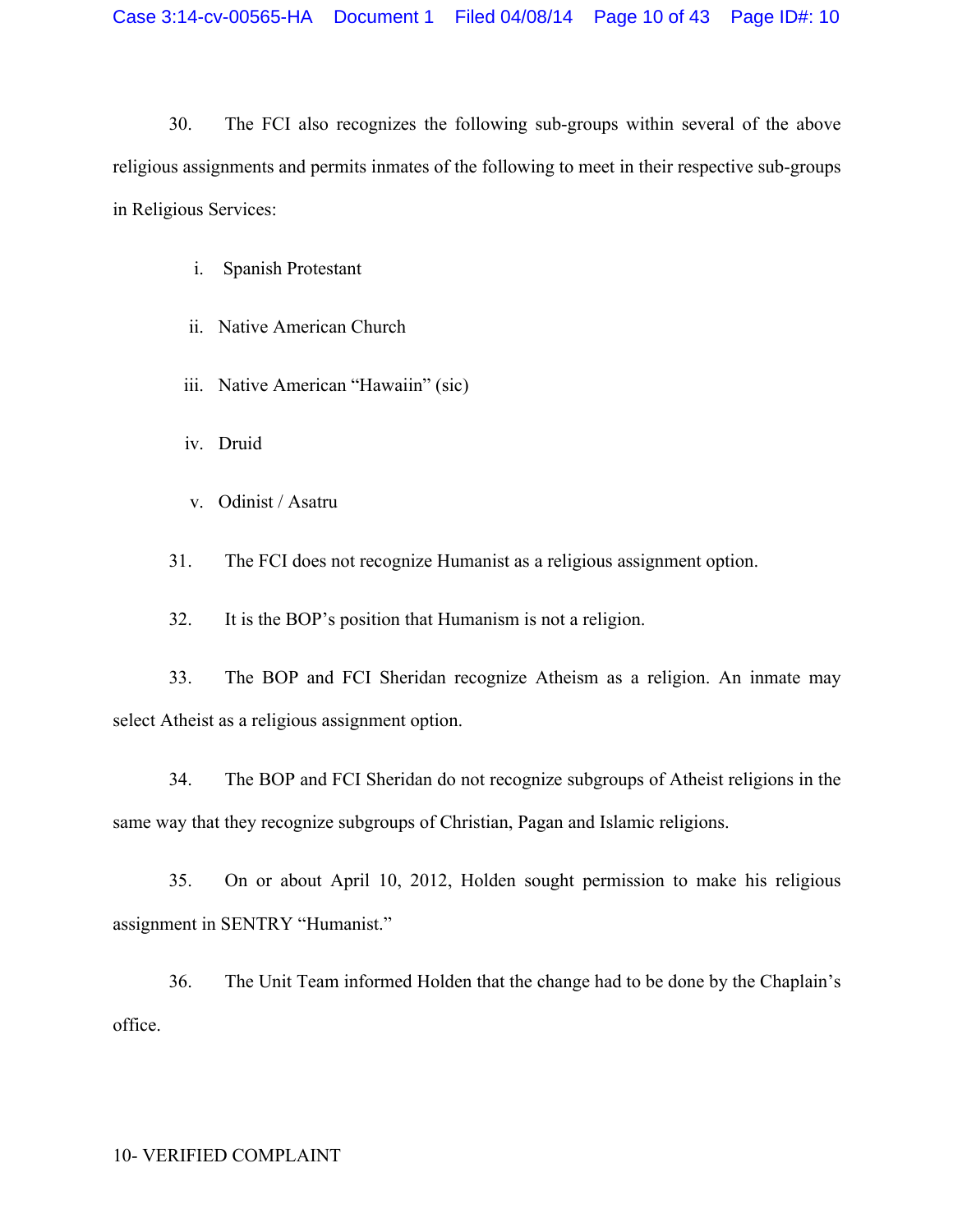30. The FCI also recognizes the following sub-groups within several of the above religious assignments and permits inmates of the following to meet in their respective sub-groups in Religious Services:

i. Spanish Protestant

ii. Native American Church

iii. Native American "Hawaiin" (sic)

iv. Druid

v. Odinist / Asatru

31. The FCI does not recognize Humanist as a religious assignment option.

32. It is the BOP's position that Humanism is not a religion.

33. The BOP and FCI Sheridan recognize Atheism as a religion. An inmate may select Atheist as a religious assignment option.

34. The BOP and FCI Sheridan do not recognize subgroups of Atheist religions in the same way that they recognize subgroups of Christian, Pagan and Islamic religions.

35. On or about April 10, 2012, Holden sought permission to make his religious assignment in SENTRY "Humanist."

36. The Unit Team informed Holden that the change had to be done by the Chaplain's office.

10- VERIFIED COMPLAINT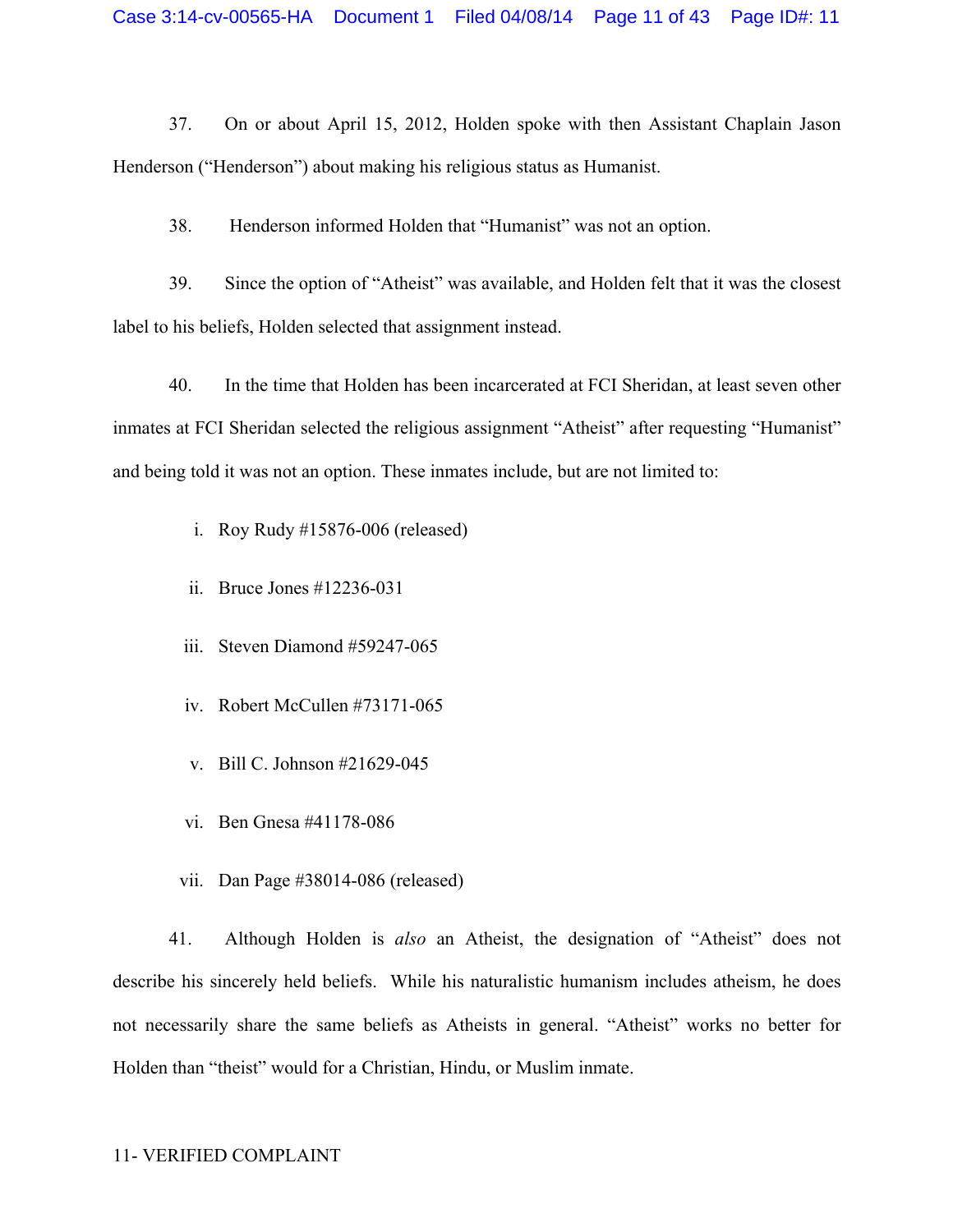37. On or about April 15, 2012, Holden spoke with then Assistant Chaplain Jason Henderson ("Henderson") about making his religious status as Humanist.

38. Henderson informed Holden that "Humanist" was not an option.

39. Since the option of "Atheist" was available, and Holden felt that it was the closest label to his beliefs, Holden selected that assignment instead.

40. In the time that Holden has been incarcerated at FCI Sheridan, at least seven other inmates at FCI Sheridan selected the religious assignment "Atheist" after requesting "Humanist" and being told it was not an option. These inmates include, but are not limited to:

i. Roy Rudy #15876-006 (released)

ii. Bruce Jones #12236-031

iii. Steven Diamond #59247-065

iv. Robert McCullen #73171-065

v. Bill C. Johnson #21629-045

vi. Ben Gnesa #41178-086

vii. Dan Page #38014-086 (released)

41. Although Holden is *also* an Atheist, the designation of "Atheist" does not describe his sincerely held beliefs. While his naturalistic humanism includes atheism, he does not necessarily share the same beliefs as Atheists in general. "Atheist" works no better for Holden than "theist" would for a Christian, Hindu, or Muslim inmate.

11- VERIFIED COMPLAINT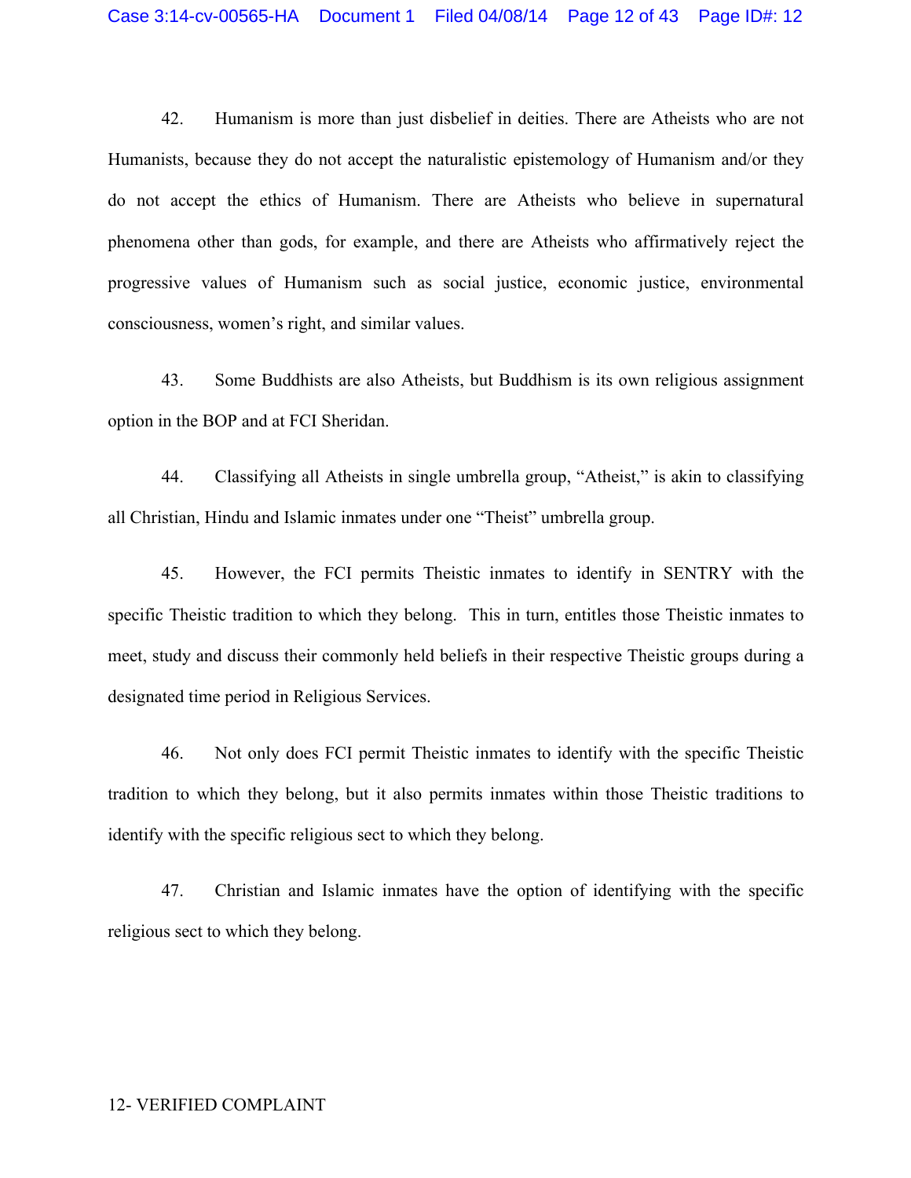42. Humanism is more than just disbelief in deities. There are Atheists who are not Humanists, because they do not accept the naturalistic epistemology of Humanism and/or they do not accept the ethics of Humanism. There are Atheists who believe in supernatural phenomena other than gods, for example, and there are Atheists who affirmatively reject the progressive values of Humanism such as social justice, economic justice, environmental consciousness, women's right, and similar values.

43. Some Buddhists are also Atheists, but Buddhism is its own religious assignment option in the BOP and at FCI Sheridan.

44. Classifying all Atheists in single umbrella group, "Atheist," is akin to classifying all Christian, Hindu and Islamic inmates under one "Theist" umbrella group.

45. However, the FCI permits Theistic inmates to identify in SENTRY with the specific Theistic tradition to which they belong. This in turn, entitles those Theistic inmates to meet, study and discuss their commonly held beliefs in their respective Theistic groups during a designated time period in Religious Services.

46. Not only does FCI permit Theistic inmates to identify with the specific Theistic tradition to which they belong, but it also permits inmates within those Theistic traditions to identify with the specific religious sect to which they belong.

47. Christian and Islamic inmates have the option of identifying with the specific religious sect to which they belong.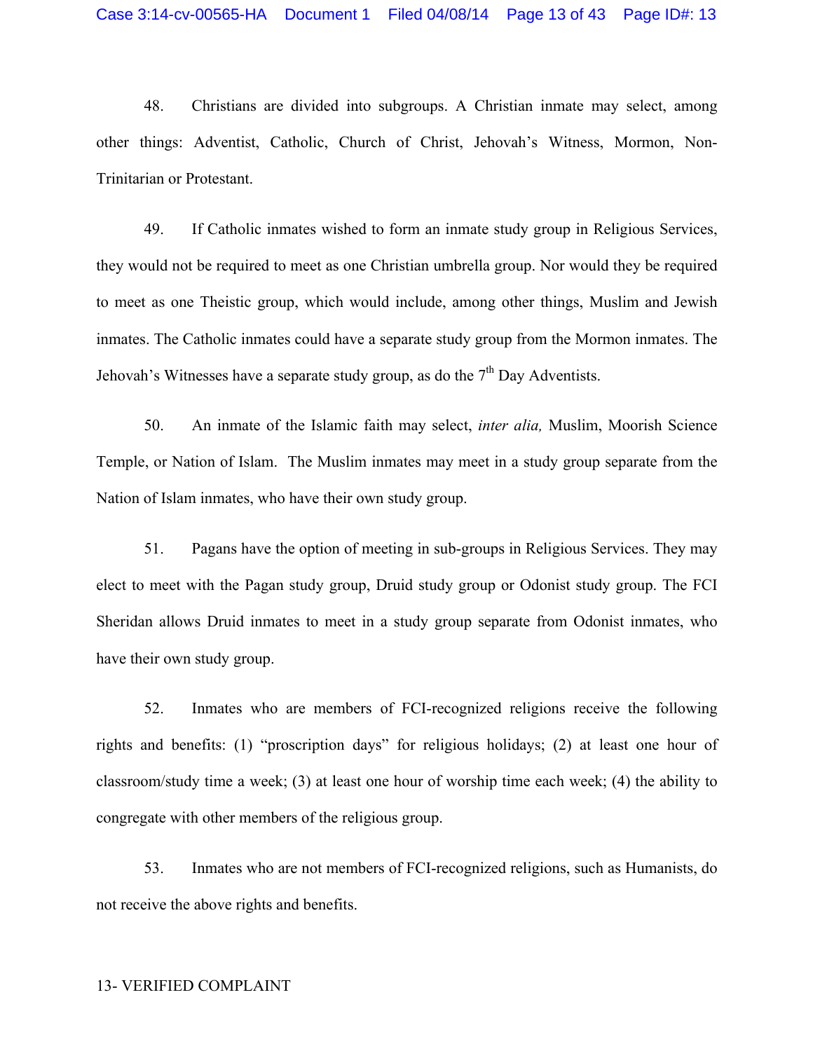48. Christians are divided into subgroups. A Christian inmate may select, among other things: Adventist, Catholic, Church of Christ, Jehovah's Witness, Mormon, Non-Trinitarian or Protestant.

49. If Catholic inmates wished to form an inmate study group in Religious Services, they would not be required to meet as one Christian umbrella group. Nor would they be required to meet as one Theistic group, which would include, among other things, Muslim and Jewish inmates. The Catholic inmates could have a separate study group from the Mormon inmates. The Jehovah's Witnesses have a separate study group, as do the 7th Day Adventists.

50. An inmate of the Islamic faith may select, *inter alia,* Muslim, Moorish Science Temple, or Nation of Islam. The Muslim inmates may meet in a study group separate from the Nation of Islam inmates, who have their own study group.

51. Pagans have the option of meeting in sub-groups in Religious Services. They may elect to meet with the Pagan study group, Druid study group or Odonist study group. The FCI Sheridan allows Druid inmates to meet in a study group separate from Odonist inmates, who have their own study group.

52. Inmates who are members of FCI-recognized religions receive the following rights and benefits: (1) "proscription days" for religious holidays; (2) at least one hour of classroom/study time a week; (3) at least one hour of worship time each week; (4) the ability to congregate with other members of the religious group.

53. Inmates who are not members of FCI-recognized religions, such as Humanists, do not receive the above rights and benefits.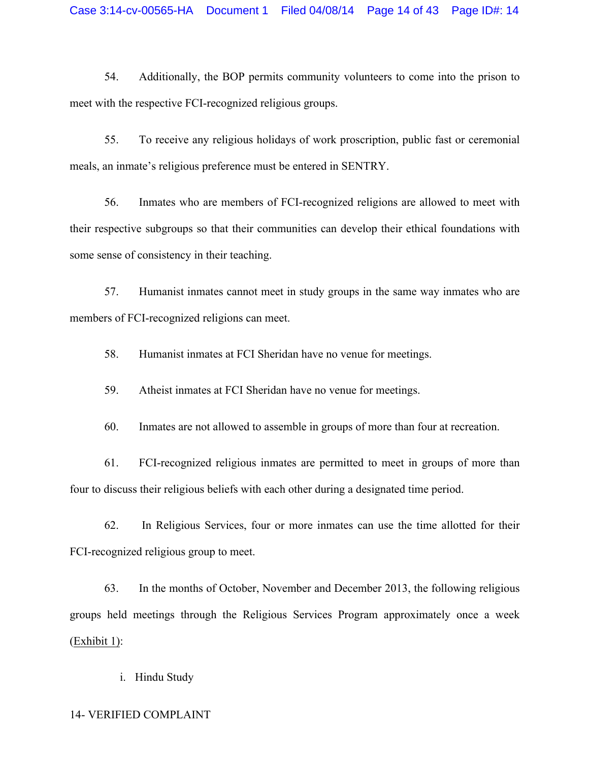54. Additionally, the BOP permits community volunteers to come into the prison to meet with the respective FCI-recognized religious groups.

55. To receive any religious holidays of work proscription, public fast or ceremonial meals, an inmate's religious preference must be entered in SENTRY.

56. Inmates who are members of FCI-recognized religions are allowed to meet with their respective subgroups so that their communities can develop their ethical foundations with some sense of consistency in their teaching.

57. Humanist inmates cannot meet in study groups in the same way inmates who are members of FCI-recognized religions can meet.

58. Humanist inmates at FCI Sheridan have no venue for meetings.

59. Atheist inmates at FCI Sheridan have no venue for meetings.

60. Inmates are not allowed to assemble in groups of more than four at recreation.

61. FCI-recognized religious inmates are permitted to meet in groups of more than four to discuss their religious beliefs with each other during a designated time period.

62. In Religious Services, four or more inmates can use the time allotted for their FCI-recognized religious group to meet.

63. In the months of October, November and December 2013, the following religious groups held meetings through the Religious Services Program approximately once a week (Exhibit 1):

i. Hindu Study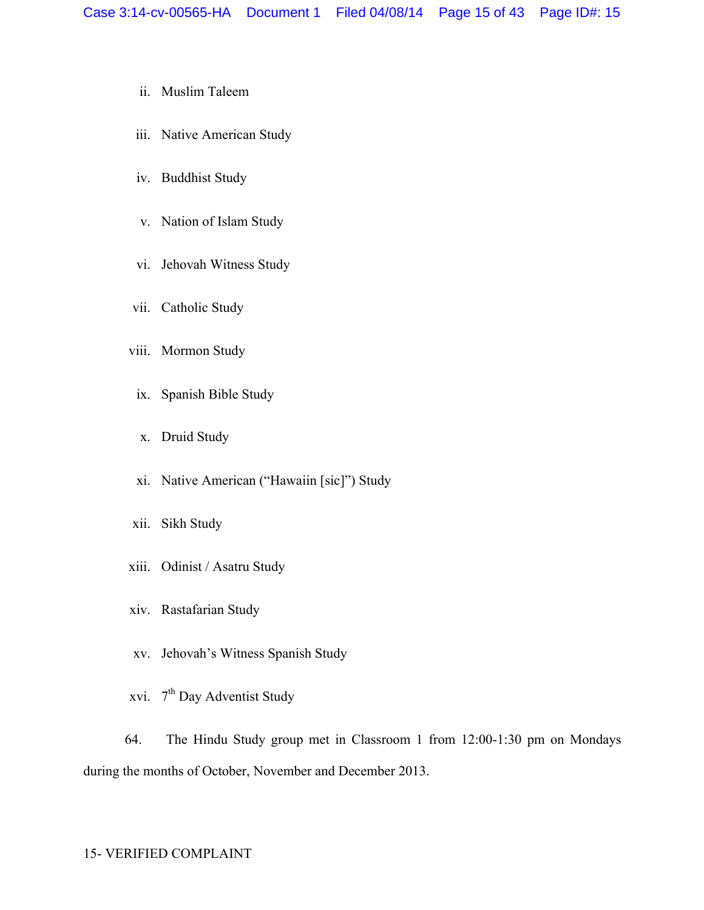ii. Muslim Taleem

iii. Native American Study

iv. Buddhist Study

v. Nation of Islam Study

vi. Jehovah Witness Study

vii. Catholic Study

viii. Mormon Study

ix. Spanish Bible Study

x. Druid Study

xi. Native American ("Hawaiin [sic]") Study

xii. Sikh Study

xiii. Odinist / Asatru Study

xiv. Rastafarian Study

xv. Jehovah's Witness Spanish Study

xvi. 7th Day Adventist Study

64. The Hindu Study group met in Classroom 1 from 12:00-1:30 pm on Mondays during the months of October, November and December 2013.

15- VERIFIED COMPLAINT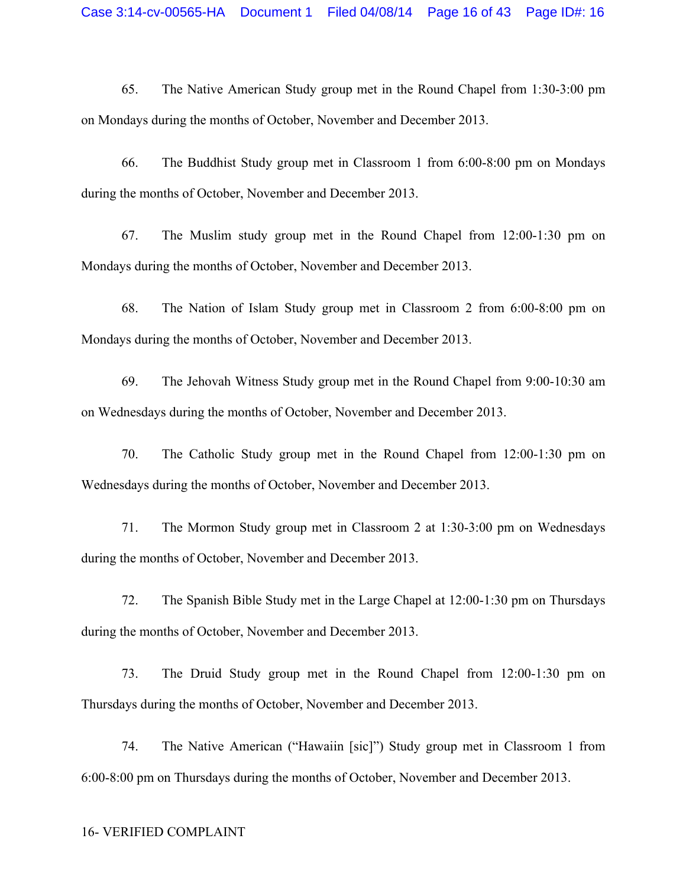65. The Native American Study group met in the Round Chapel from 1:30-3:00 pm on Mondays during the months of October, November and December 2013.

66. The Buddhist Study group met in Classroom 1 from 6:00-8:00 pm on Mondays during the months of October, November and December 2013.

67. The Muslim study group met in the Round Chapel from 12:00-1:30 pm on Mondays during the months of October, November and December 2013.

68. The Nation of Islam Study group met in Classroom 2 from 6:00-8:00 pm on Mondays during the months of October, November and December 2013.

69. The Jehovah Witness Study group met in the Round Chapel from 9:00-10:30 am on Wednesdays during the months of October, November and December 2013.

70. The Catholic Study group met in the Round Chapel from 12:00-1:30 pm on Wednesdays during the months of October, November and December 2013.

71. The Mormon Study group met in Classroom 2 at 1:30-3:00 pm on Wednesdays during the months of October, November and December 2013.

72. The Spanish Bible Study met in the Large Chapel at 12:00-1:30 pm on Thursdays during the months of October, November and December 2013.

73. The Druid Study group met in the Round Chapel from 12:00-1:30 pm on Thursdays during the months of October, November and December 2013.

74. The Native American ("Hawaiin [sic]") Study group met in Classroom 1 from 6:00-8:00 pm on Thursdays during the months of October, November and December 2013.

16- VERIFIED COMPLAINT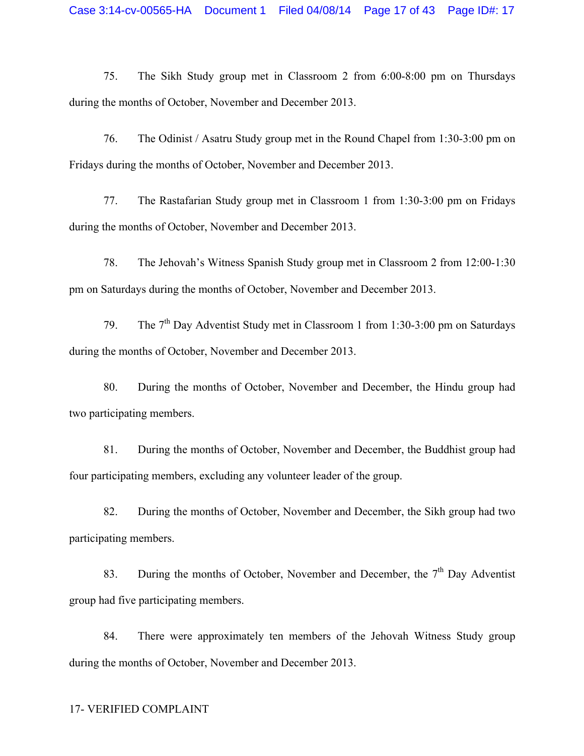75. The Sikh Study group met in Classroom 2 from 6:00-8:00 pm on Thursdays during the months of October, November and December 2013.

76. The Odinist / Asatru Study group met in the Round Chapel from 1:30-3:00 pm on Fridays during the months of October, November and December 2013.

77. The Rastafarian Study group met in Classroom 1 from 1:30-3:00 pm on Fridays during the months of October, November and December 2013.

78. The Jehovah's Witness Spanish Study group met in Classroom 2 from 12:00-1:30 pm on Saturdays during the months of October, November and December 2013.

79. The 7th Day Adventist Study met in Classroom 1 from 1:30-3:00 pm on Saturdays during the months of October, November and December 2013.

80. During the months of October, November and December, the Hindu group had two participating members.

81. During the months of October, November and December, the Buddhist group had four participating members, excluding any volunteer leader of the group.

82. During the months of October, November and December, the Sikh group had two participating members.

83. During the months of October, November and December, the 7th Day Adventist group had five participating members.

84. There were approximately ten members of the Jehovah Witness Study group during the months of October, November and December 2013.

17- VERIFIED COMPLAINT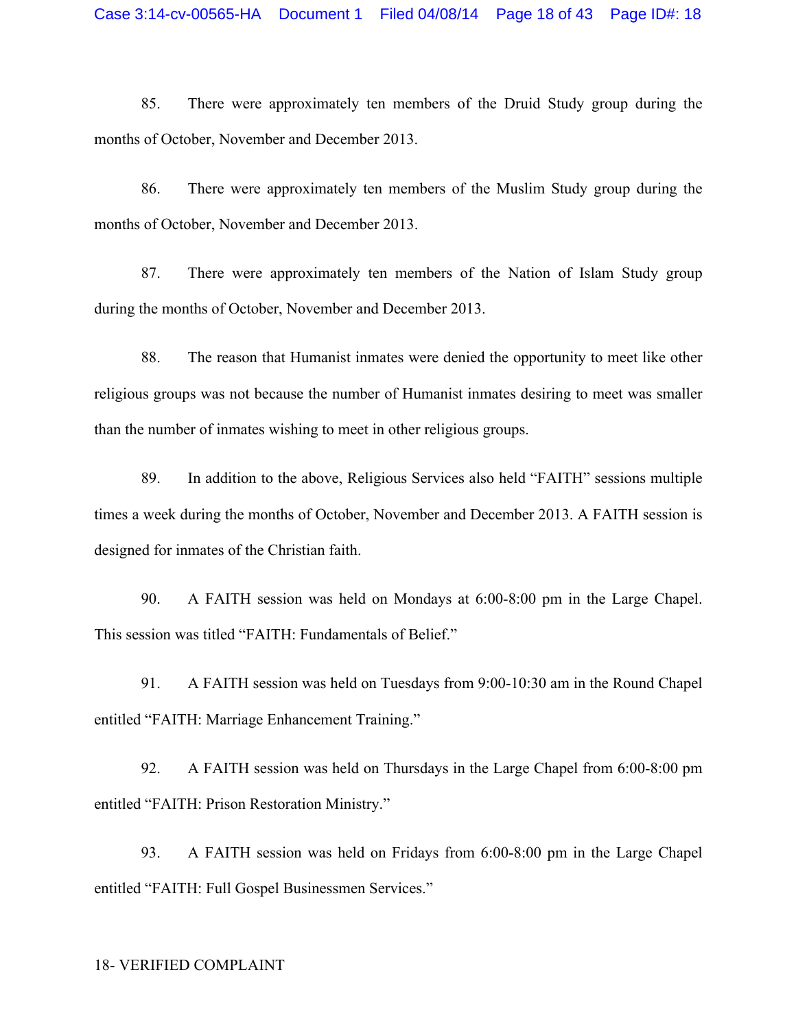85. There were approximately ten members of the Druid Study group during the months of October, November and December 2013.

86. There were approximately ten members of the Muslim Study group during the months of October, November and December 2013.

87. There were approximately ten members of the Nation of Islam Study group during the months of October, November and December 2013.

88. The reason that Humanist inmates were denied the opportunity to meet like other religious groups was not because the number of Humanist inmates desiring to meet was smaller than the number of inmates wishing to meet in other religious groups.

89. In addition to the above, Religious Services also held "FAITH" sessions multiple times a week during the months of October, November and December 2013. A FAITH session is designed for inmates of the Christian faith.

90. A FAITH session was held on Mondays at 6:00-8:00 pm in the Large Chapel. This session was titled "FAITH: Fundamentals of Belief."

91. A FAITH session was held on Tuesdays from 9:00-10:30 am in the Round Chapel entitled "FAITH: Marriage Enhancement Training."

92. A FAITH session was held on Thursdays in the Large Chapel from 6:00-8:00 pm entitled "FAITH: Prison Restoration Ministry."

93. A FAITH session was held on Fridays from 6:00-8:00 pm in the Large Chapel entitled "FAITH: Full Gospel Businessmen Services."

18- VERIFIED COMPLAINT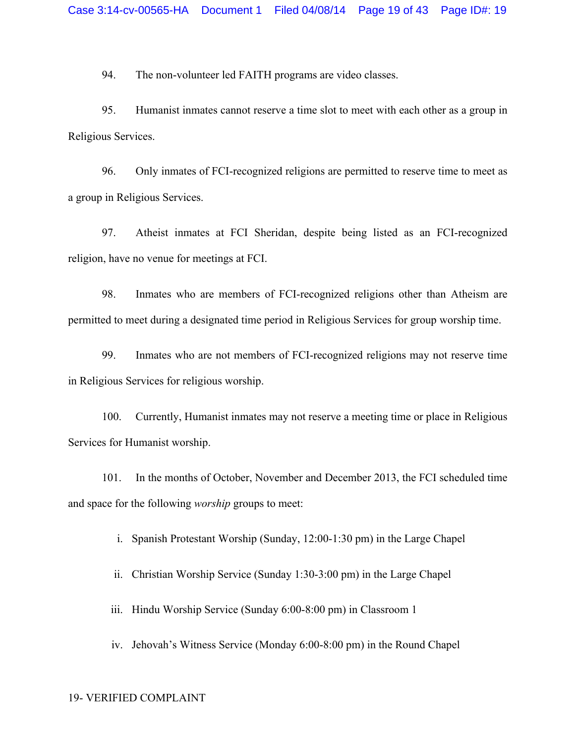94. The non-volunteer led FAITH programs are video classes.

95. Humanist inmates cannot reserve a time slot to meet with each other as a group in Religious Services.

96. Only inmates of FCI-recognized religions are permitted to reserve time to meet as a group in Religious Services.

97. Atheist inmates at FCI Sheridan, despite being listed as an FCI-recognized religion, have no venue for meetings at FCI.

98. Inmates who are members of FCI-recognized religions other than Atheism are permitted to meet during a designated time period in Religious Services for group worship time.

99. Inmates who are not members of FCI-recognized religions may not reserve time in Religious Services for religious worship.

100. Currently, Humanist inmates may not reserve a meeting time or place in Religious Services for Humanist worship.

101. In the months of October, November and December 2013, the FCI scheduled time and space for the following *worship* groups to meet:

i. Spanish Protestant Worship (Sunday, 12:00-1:30 pm) in the Large Chapel

ii. Christian Worship Service (Sunday 1:30-3:00 pm) in the Large Chapel

iii. Hindu Worship Service (Sunday 6:00-8:00 pm) in Classroom 1

iv. Jehovah's Witness Service (Monday 6:00-8:00 pm) in the Round Chapel

19- VERIFIED COMPLAINT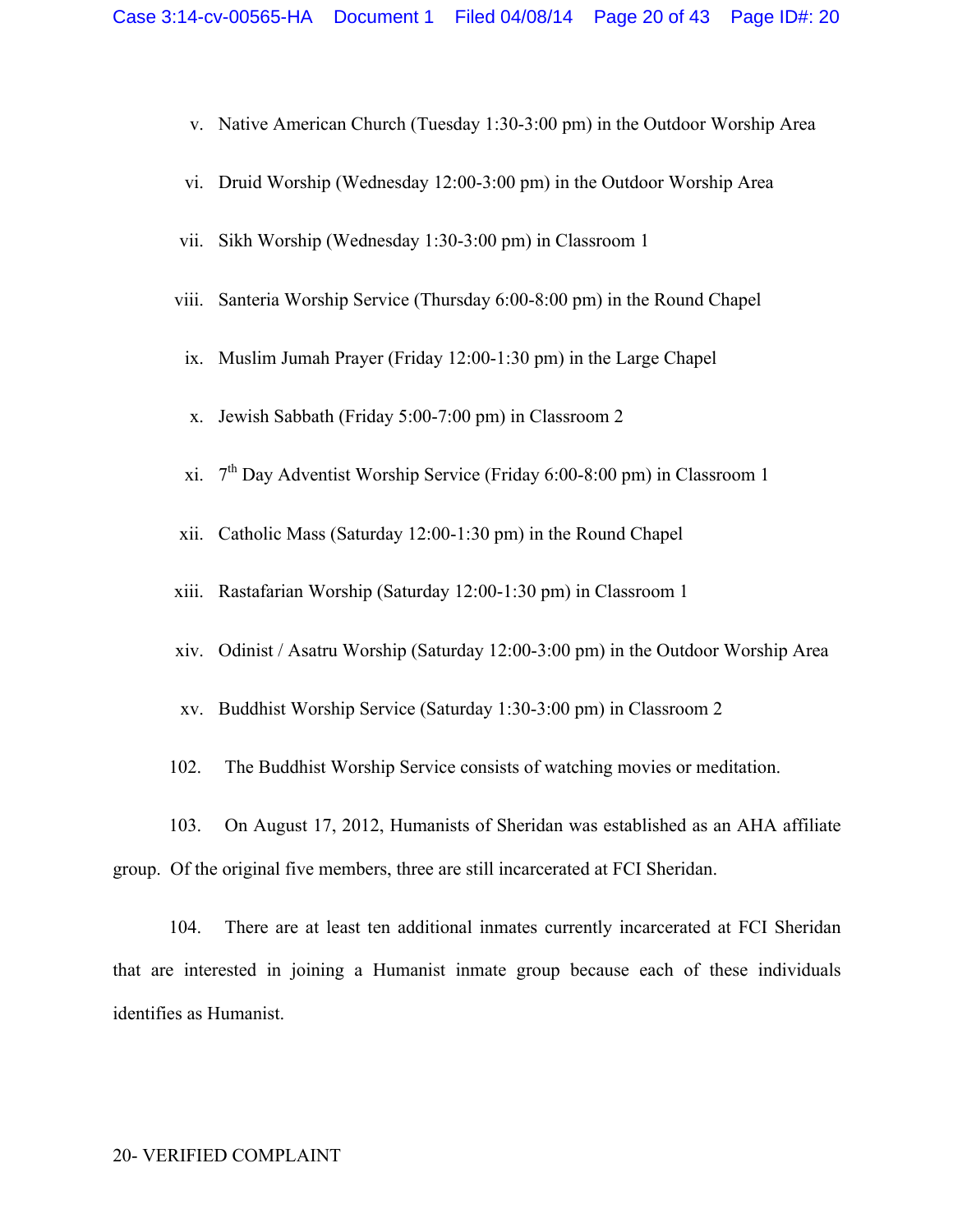v. Native American Church (Tuesday 1:30-3:00 pm) in the Outdoor Worship Area

vi. Druid Worship (Wednesday 12:00-3:00 pm) in the Outdoor Worship Area

vii. Sikh Worship (Wednesday 1:30-3:00 pm) in Classroom 1

viii. Santeria Worship Service (Thursday 6:00-8:00 pm) in the Round Chapel

ix. Muslim Jumah Prayer (Friday 12:00-1:30 pm) in the Large Chapel

x. Jewish Sabbath (Friday 5:00-7:00 pm) in Classroom 2

xi. 7th Day Adventist Worship Service (Friday 6:00-8:00 pm) in Classroom 1

xii. Catholic Mass (Saturday 12:00-1:30 pm) in the Round Chapel

xiii. Rastafarian Worship (Saturday 12:00-1:30 pm) in Classroom 1

xiv. Odinist / Asatru Worship (Saturday 12:00-3:00 pm) in the Outdoor Worship Area

xv. Buddhist Worship Service (Saturday 1:30-3:00 pm) in Classroom 2

102. The Buddhist Worship Service consists of watching movies or meditation.

103. On August 17, 2012, Humanists of Sheridan was established as an AHA affiliate group. Of the original five members, three are still incarcerated at FCI Sheridan.

104. There are at least ten additional inmates currently incarcerated at FCI Sheridan that are interested in joining a Humanist inmate group because each of these individuals identifies as Humanist.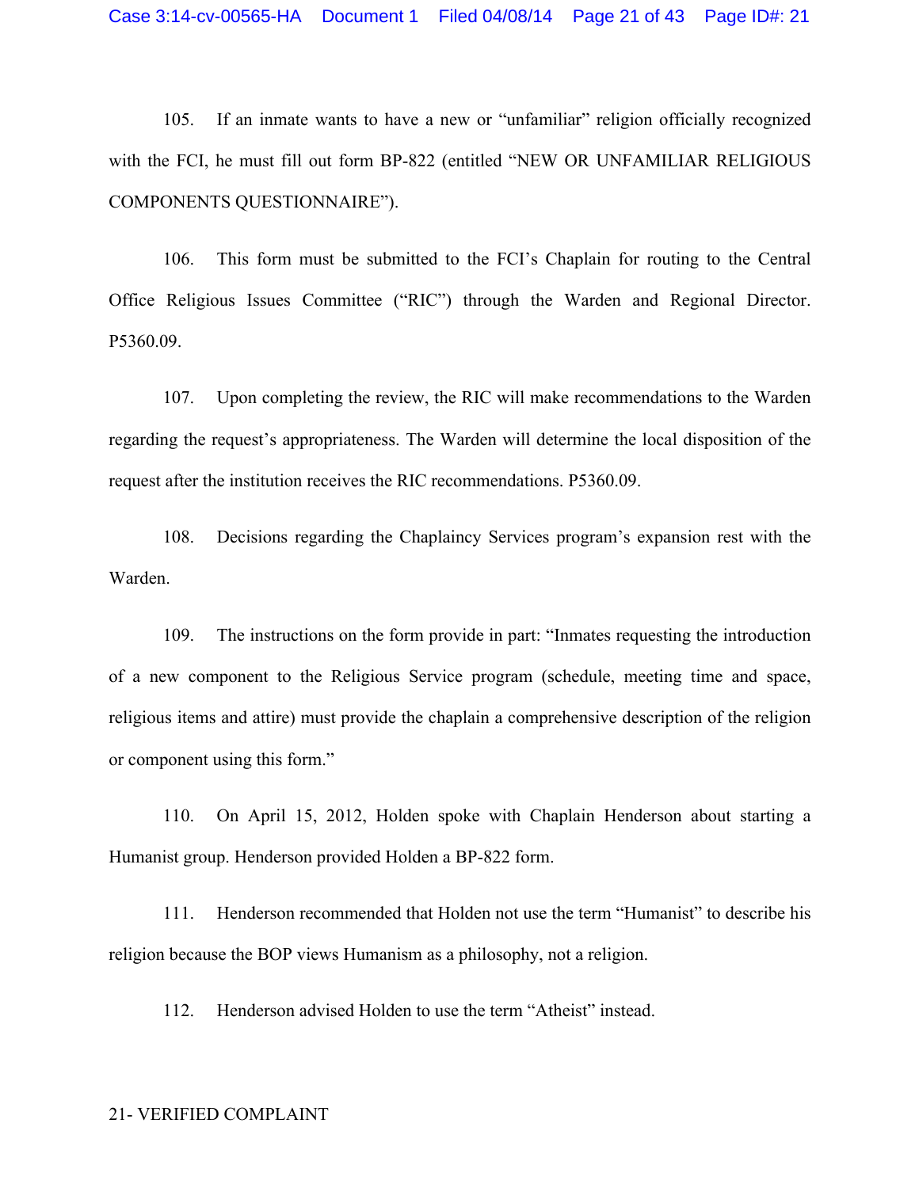105. If an inmate wants to have a new or "unfamiliar" religion officially recognized with the FCI, he must fill out form BP-822 (entitled "NEW OR UNFAMILIAR RELIGIOUS COMPONENTS QUESTIONNAIRE").

106. This form must be submitted to the FCI's Chaplain for routing to the Central Office Religious Issues Committee ("RIC") through the Warden and Regional Director. P5360.09.

107. Upon completing the review, the RIC will make recommendations to the Warden regarding the request's appropriateness. The Warden will determine the local disposition of the request after the institution receives the RIC recommendations. P5360.09.

108. Decisions regarding the Chaplaincy Services program's expansion rest with the Warden.

109. The instructions on the form provide in part: "Inmates requesting the introduction of a new component to the Religious Service program (schedule, meeting time and space, religious items and attire) must provide the chaplain a comprehensive description of the religion or component using this form."

110. On April 15, 2012, Holden spoke with Chaplain Henderson about starting a Humanist group. Henderson provided Holden a BP-822 form.

111. Henderson recommended that Holden not use the term "Humanist" to describe his religion because the BOP views Humanism as a philosophy, not a religion.

112. Henderson advised Holden to use the term "Atheist" instead.

21- VERIFIED COMPLAINT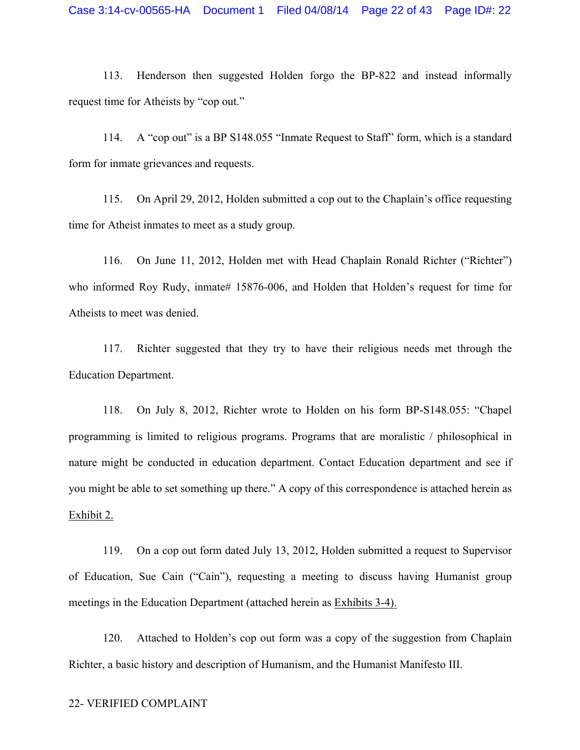113. Henderson then suggested Holden forgo the BP-822 and instead informally request time for Atheists by "cop out."

114. A "cop out" is a BP S148.055 "Inmate Request to Staff" form, which is a standard form for inmate grievances and requests.

115. On April 29, 2012, Holden submitted a cop out to the Chaplain's office requesting time for Atheist inmates to meet as a study group.

116. On June 11, 2012, Holden met with Head Chaplain Ronald Richter ("Richter") who informed Roy Rudy, inmate# 15876-006, and Holden that Holden's request for time for Atheists to meet was denied.

117. Richter suggested that they try to have their religious needs met through the Education Department.

118. On July 8, 2012, Richter wrote to Holden on his form BP-S148.055: "Chapel programming is limited to religious programs. Programs that are moralistic / philosophical in nature might be conducted in education department. Contact Education department and see if you might be able to set something up there." A copy of this correspondence is attached herein as Exhibit 2.

119. On a cop out form dated July 13, 2012, Holden submitted a request to Supervisor of Education, Sue Cain ("Cain"), requesting a meeting to discuss having Humanist group meetings in the Education Department (attached herein as Exhibits 3-4).

120. Attached to Holden's cop out form was a copy of the suggestion from Chaplain Richter, a basic history and description of Humanism, and the Humanist Manifesto III.

22- VERIFIED COMPLAINT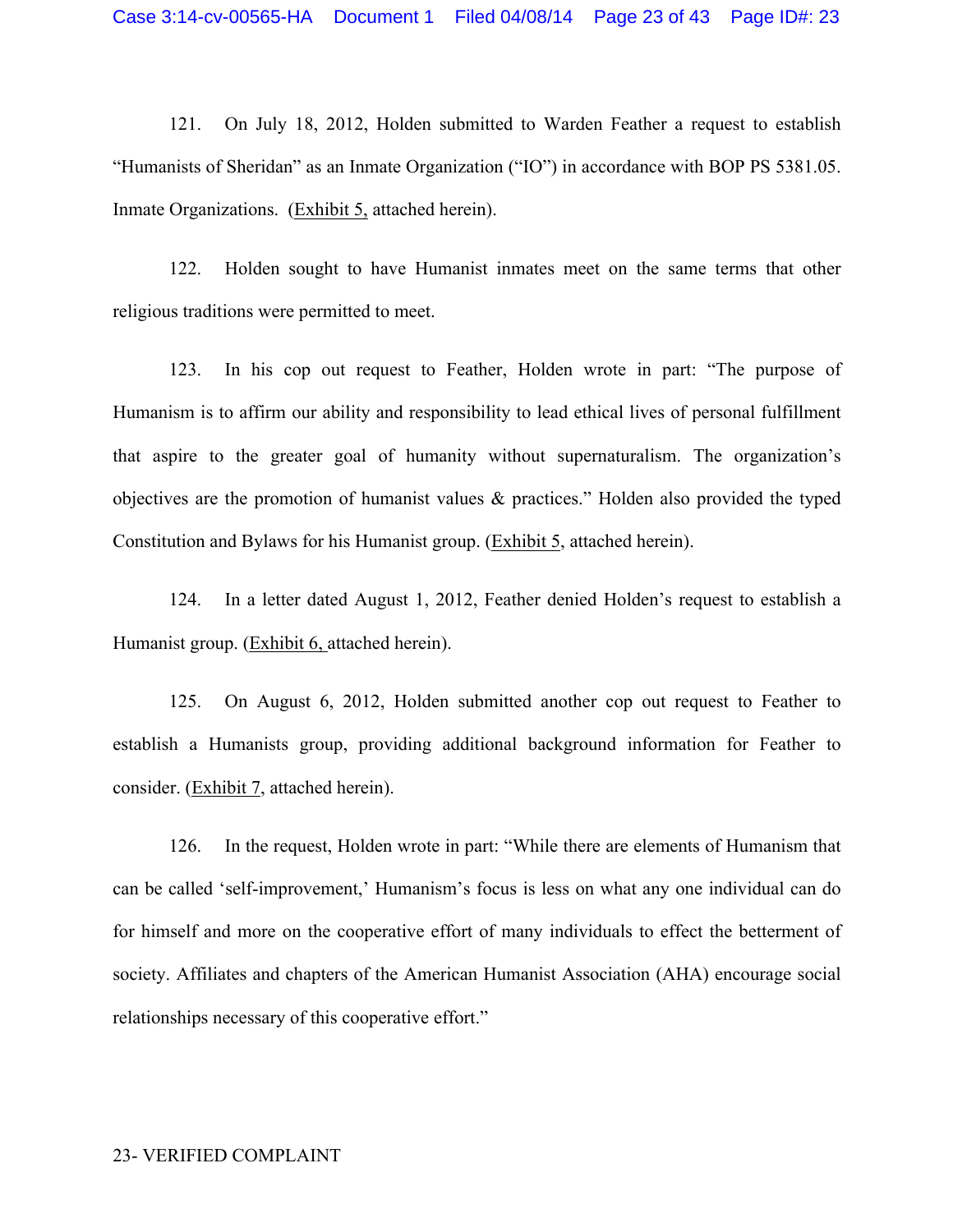121. On July 18, 2012, Holden submitted to Warden Feather a request to establish "Humanists of Sheridan" as an Inmate Organization ("IO") in accordance with BOP PS 5381.05. Inmate Organizations. (<u>Exhibit 5,</u> attached herein).

122. Holden sought to have Humanist inmates meet on the same terms that other religious traditions were permitted to meet.

123. In his cop out request to Feather, Holden wrote in part: "The purpose of Humanism is to affirm our ability and responsibility to lead ethical lives of personal fulfillment that aspire to the greater goal of humanity without supernaturalism. The organization's objectives are the promotion of humanist values & practices." Holden also provided the typed Constitution and Bylaws for his Humanist group. (<u>Exhibit 5</u>, attached herein).

124. In a letter dated August 1, 2012, Feather denied Holden's request to establish a Humanist group. (<u>Exhibit 6,</u> attached herein).

125. On August 6, 2012, Holden submitted another cop out request to Feather to establish a Humanists group, providing additional background information for Feather to consider. (<u>Exhibit 7</u>, attached herein).

126. In the request, Holden wrote in part: "While there are elements of Humanism that can be called 'self-improvement,' Humanism's focus is less on what any one individual can do for himself and more on the cooperative effort of many individuals to effect the betterment of society. Affiliates and chapters of the American Humanist Association (AHA) encourage social relationships necessary of this cooperative effort."

23- VERIFIED COMPLAINT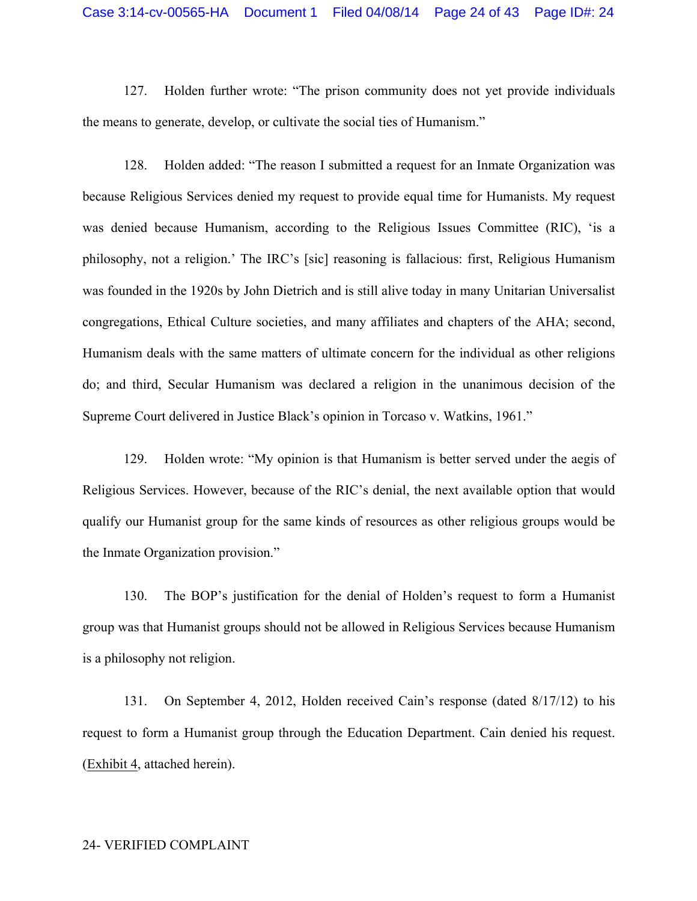127. Holden further wrote: "The prison community does not yet provide individuals the means to generate, develop, or cultivate the social ties of Humanism."

128. Holden added: "The reason I submitted a request for an Inmate Organization was because Religious Services denied my request to provide equal time for Humanists. My request was denied because Humanism, according to the Religious Issues Committee (RIC), 'is a philosophy, not a religion.' The IRC's [sic] reasoning is fallacious: first, Religious Humanism was founded in the 1920s by John Dietrich and is still alive today in many Unitarian Universalist congregations, Ethical Culture societies, and many affiliates and chapters of the AHA; second, Humanism deals with the same matters of ultimate concern for the individual as other religions do; and third, Secular Humanism was declared a religion in the unanimous decision of the Supreme Court delivered in Justice Black's opinion in Torcaso v. Watkins, 1961."

129. Holden wrote: "My opinion is that Humanism is better served under the aegis of Religious Services. However, because of the RIC's denial, the next available option that would qualify our Humanist group for the same kinds of resources as other religious groups would be the Inmate Organization provision."

130. The BOP's justification for the denial of Holden's request to form a Humanist group was that Humanist groups should not be allowed in Religious Services because Humanism is a philosophy not religion.

131. On September 4, 2012, Holden received Cain's response (dated 8/17/12) to his request to form a Humanist group through the Education Department. Cain denied his request. (Exhibit 4, attached herein).

24- VERIFIED COMPLAINT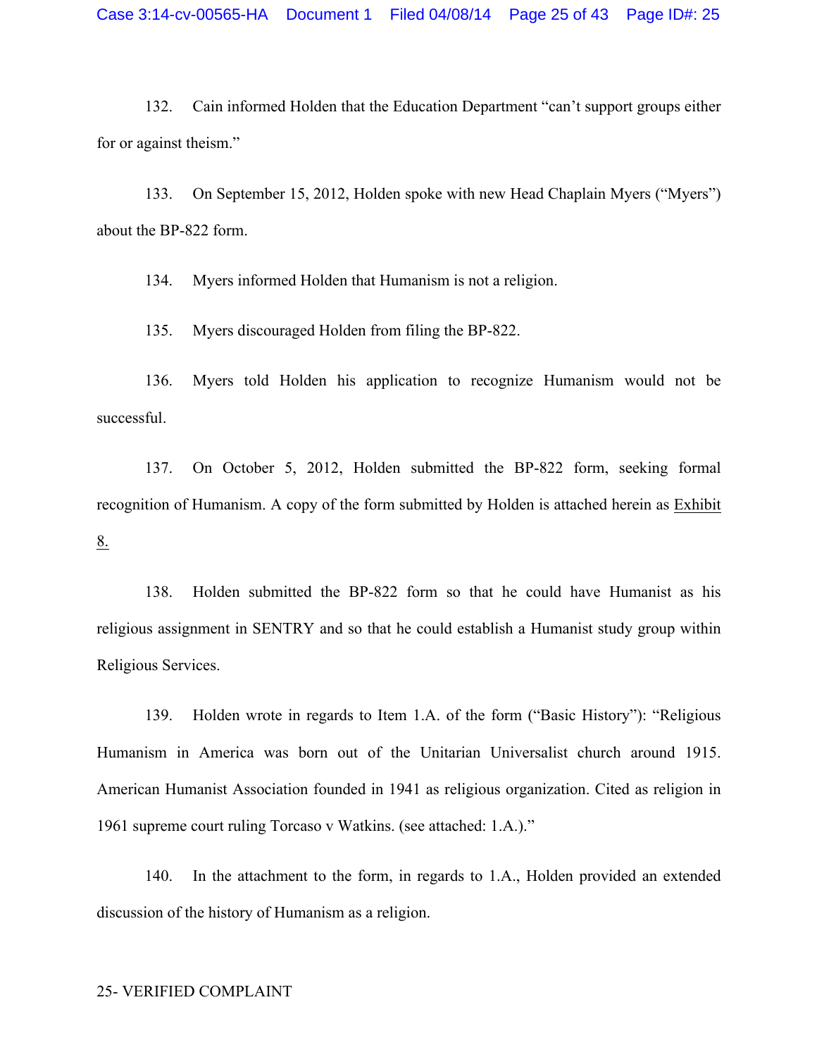132. Cain informed Holden that the Education Department "can't support groups either for or against theism."

133. On September 15, 2012, Holden spoke with new Head Chaplain Myers ("Myers") about the BP-822 form.

134. Myers informed Holden that Humanism is not a religion.

135. Myers discouraged Holden from filing the BP-822.

136. Myers told Holden his application to recognize Humanism would not be successful.

137. On October 5, 2012, Holden submitted the BP-822 form, seeking formal recognition of Humanism. A copy of the form submitted by Holden is attached herein as Exhibit 8.

138. Holden submitted the BP-822 form so that he could have Humanist as his religious assignment in SENTRY and so that he could establish a Humanist study group within Religious Services.

139. Holden wrote in regards to Item 1.A. of the form ("Basic History"): "Religious Humanism in America was born out of the Unitarian Universalist church around 1915. American Humanist Association founded in 1941 as religious organization. Cited as religion in 1961 supreme court ruling Torcaso v Watkins. (see attached: 1.A.)."

140. In the attachment to the form, in regards to 1.A., Holden provided an extended discussion of the history of Humanism as a religion.

25- VERIFIED COMPLAINT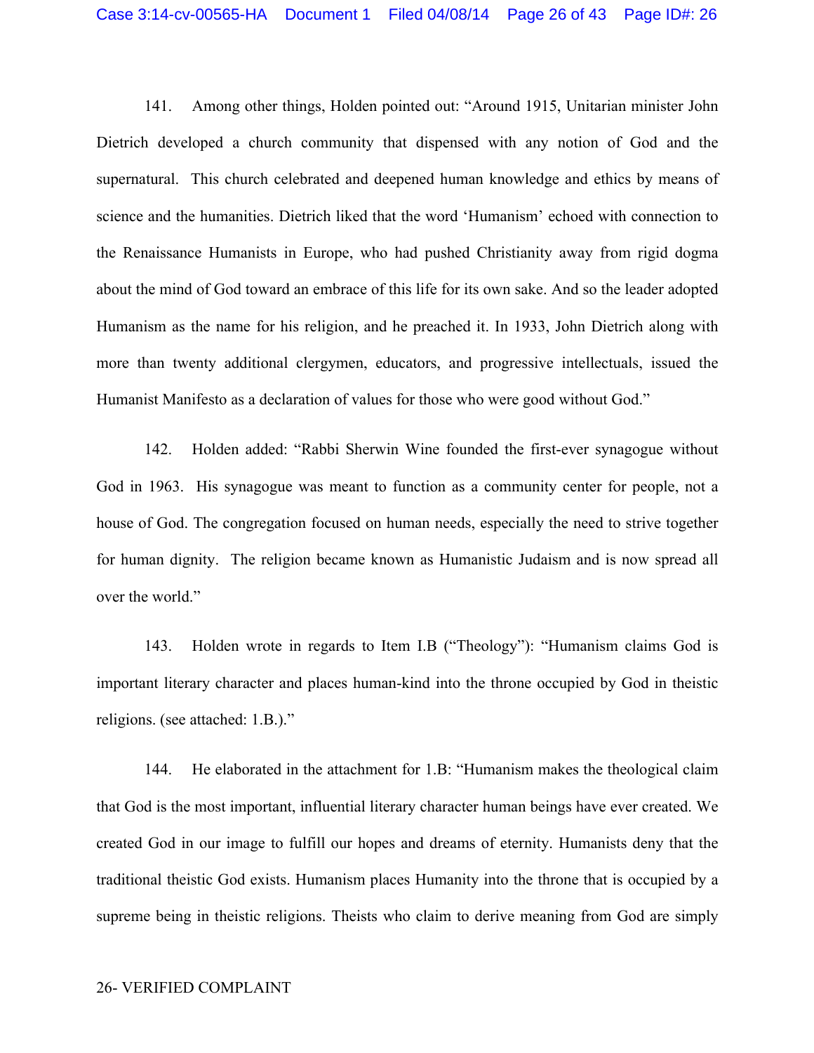141. Among other things, Holden pointed out: "Around 1915, Unitarian minister John Dietrich developed a church community that dispensed with any notion of God and the supernatural. This church celebrated and deepened human knowledge and ethics by means of science and the humanities. Dietrich liked that the word 'Humanism' echoed with connection to the Renaissance Humanists in Europe, who had pushed Christianity away from rigid dogma about the mind of God toward an embrace of this life for its own sake. And so the leader adopted Humanism as the name for his religion, and he preached it. In 1933, John Dietrich along with more than twenty additional clergymen, educators, and progressive intellectuals, issued the Humanist Manifesto as a declaration of values for those who were good without God."

142. Holden added: "Rabbi Sherwin Wine founded the first-ever synagogue without God in 1963. His synagogue was meant to function as a community center for people, not a house of God. The congregation focused on human needs, especially the need to strive together for human dignity. The religion became known as Humanistic Judaism and is now spread all over the world."

143. Holden wrote in regards to Item I.B ("Theology"): "Humanism claims God is important literary character and places human-kind into the throne occupied by God in theistic religions. (see attached: 1.B.)."

144. He elaborated in the attachment for 1.B: "Humanism makes the theological claim that God is the most important, influential literary character human beings have ever created. We created God in our image to fulfill our hopes and dreams of eternity. Humanists deny that the traditional theistic God exists. Humanism places Humanity into the throne that is occupied by a supreme being in theistic religions. Theists who claim to derive meaning from God are simply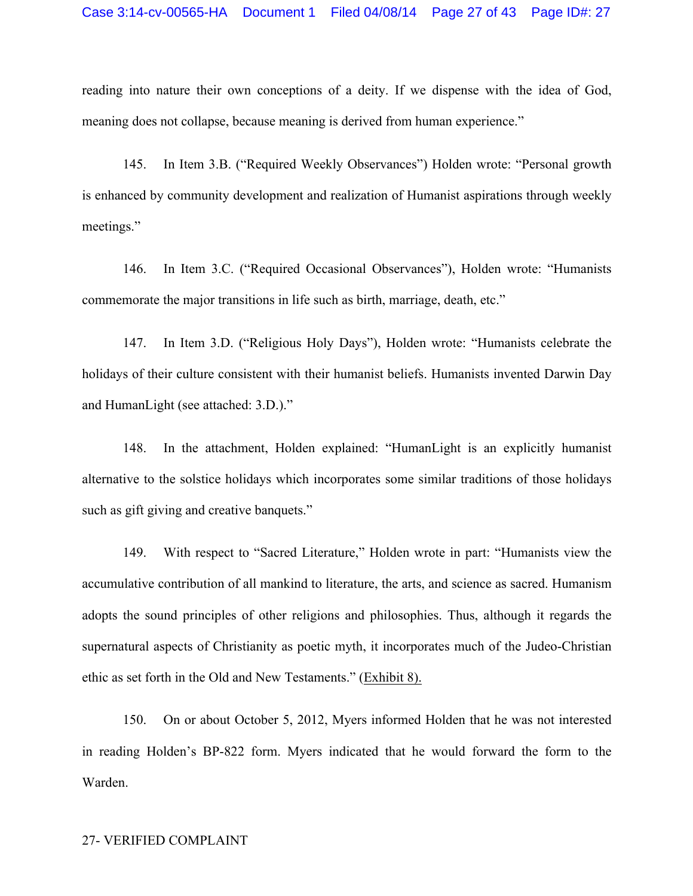reading into nature their own conceptions of a deity. If we dispense with the idea of God, meaning does not collapse, because meaning is derived from human experience."

145. In Item 3.B. ("Required Weekly Observances") Holden wrote: "Personal growth is enhanced by community development and realization of Humanist aspirations through weekly meetings."

146. In Item 3.C. ("Required Occasional Observances"), Holden wrote: "Humanists commemorate the major transitions in life such as birth, marriage, death, etc."

147. In Item 3.D. ("Religious Holy Days"), Holden wrote: "Humanists celebrate the holidays of their culture consistent with their humanist beliefs. Humanists invented Darwin Day and HumanLight (see attached: 3.D.)."

148. In the attachment, Holden explained: "HumanLight is an explicitly humanist alternative to the solstice holidays which incorporates some similar traditions of those holidays such as gift giving and creative banquets."

149. With respect to "Sacred Literature," Holden wrote in part: "Humanists view the accumulative contribution of all mankind to literature, the arts, and science as sacred. Humanism adopts the sound principles of other religions and philosophies. Thus, although it regards the supernatural aspects of Christianity as poetic myth, it incorporates much of the Judeo-Christian ethic as set forth in the Old and New Testaments." (Exhibit 8).

150. On or about October 5, 2012, Myers informed Holden that he was not interested in reading Holden's BP-822 form. Myers indicated that he would forward the form to the Warden.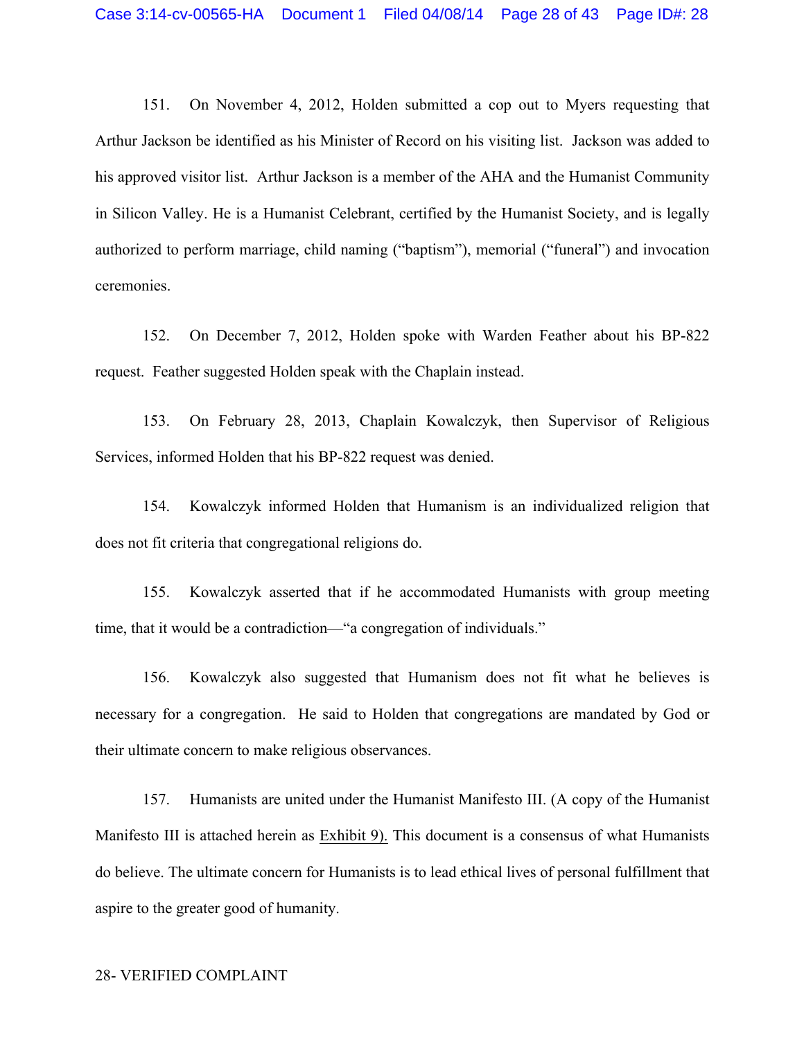151. On November 4, 2012, Holden submitted a cop out to Myers requesting that Arthur Jackson be identified as his Minister of Record on his visiting list. Jackson was added to his approved visitor list. Arthur Jackson is a member of the AHA and the Humanist Community in Silicon Valley. He is a Humanist Celebrant, certified by the Humanist Society, and is legally authorized to perform marriage, child naming ("baptism"), memorial ("funeral") and invocation ceremonies.

152. On December 7, 2012, Holden spoke with Warden Feather about his BP-822 request. Feather suggested Holden speak with the Chaplain instead.

153. On February 28, 2013, Chaplain Kowalczyk, then Supervisor of Religious Services, informed Holden that his BP-822 request was denied.

154. Kowalczyk informed Holden that Humanism is an individualized religion that does not fit criteria that congregational religions do.

155. Kowalczyk asserted that if he accommodated Humanists with group meeting time, that it would be a contradiction—"a congregation of individuals."

156. Kowalczyk also suggested that Humanism does not fit what he believes is necessary for a congregation. He said to Holden that congregations are mandated by God or their ultimate concern to make religious observances.

157. Humanists are united under the Humanist Manifesto III. (A copy of the Humanist Manifesto III is attached herein as Exhibit 9). This document is a consensus of what Humanists do believe. The ultimate concern for Humanists is to lead ethical lives of personal fulfillment that aspire to the greater good of humanity.

28- VERIFIED COMPLAINT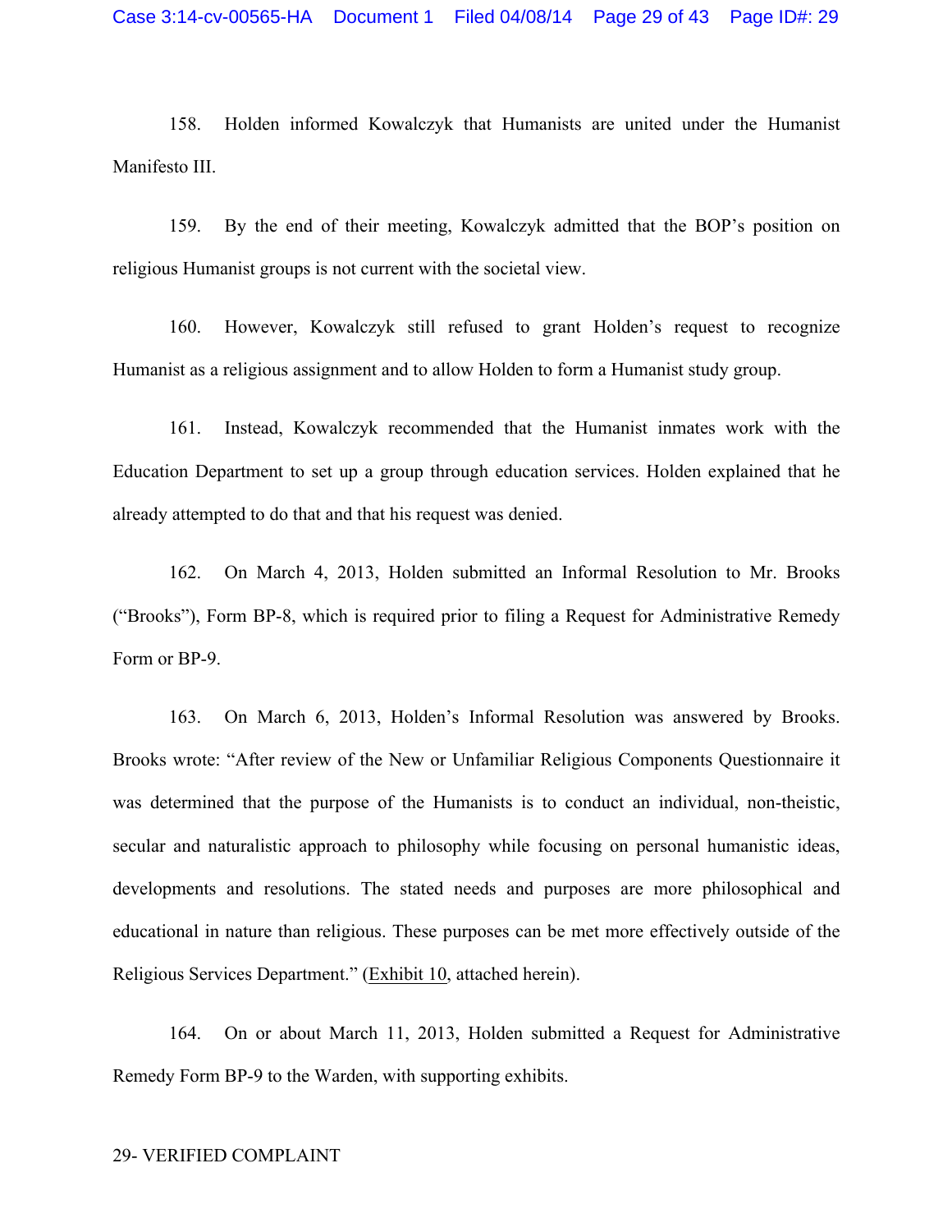158. Holden informed Kowalczyk that Humanists are united under the Humanist Manifesto III.

159. By the end of their meeting, Kowalczyk admitted that the BOP's position on religious Humanist groups is not current with the societal view.

160. However, Kowalczyk still refused to grant Holden's request to recognize Humanist as a religious assignment and to allow Holden to form a Humanist study group.

161. Instead, Kowalczyk recommended that the Humanist inmates work with the Education Department to set up a group through education services. Holden explained that he already attempted to do that and that his request was denied.

162. On March 4, 2013, Holden submitted an Informal Resolution to Mr. Brooks ("Brooks"), Form BP-8, which is required prior to filing a Request for Administrative Remedy Form or BP-9.

163. On March 6, 2013, Holden's Informal Resolution was answered by Brooks. Brooks wrote: "After review of the New or Unfamiliar Religious Components Questionnaire it was determined that the purpose of the Humanists is to conduct an individual, non-theistic, secular and naturalistic approach to philosophy while focusing on personal humanistic ideas, developments and resolutions. The stated needs and purposes are more philosophical and educational in nature than religious. These purposes can be met more effectively outside of the Religious Services Department." (Exhibit 10, attached herein).

164. On or about March 11, 2013, Holden submitted a Request for Administrative Remedy Form BP-9 to the Warden, with supporting exhibits.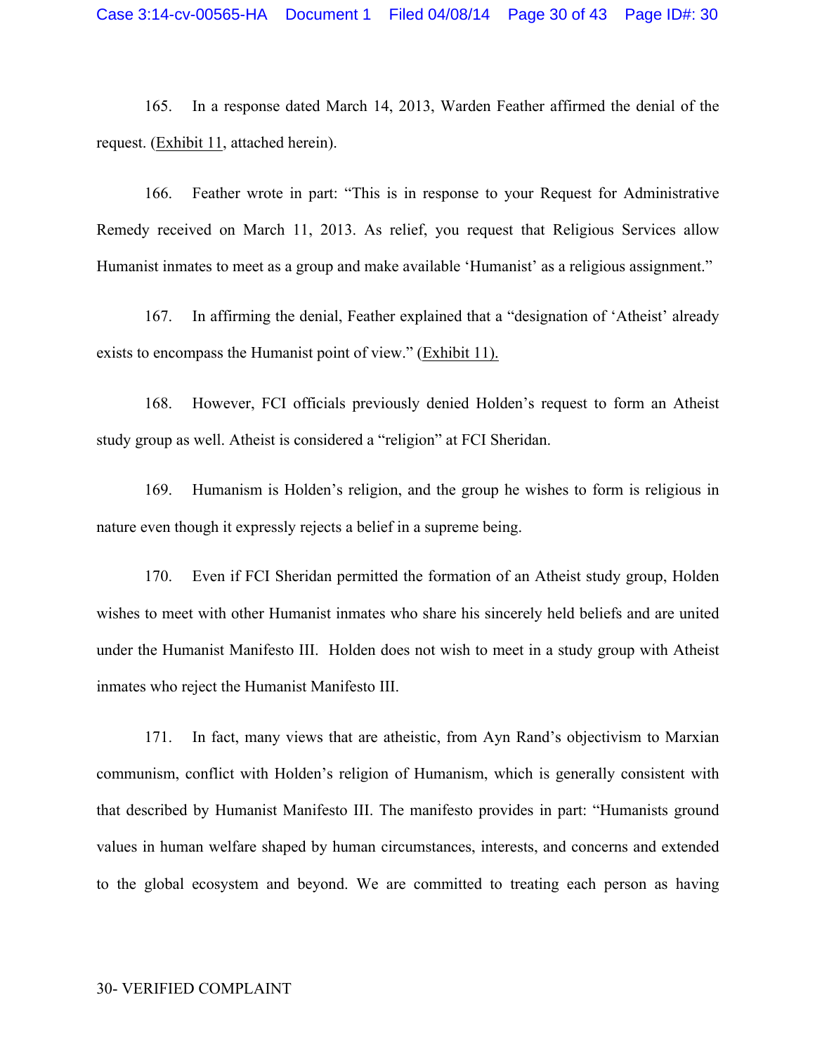165. In a response dated March 14, 2013, Warden Feather affirmed the denial of the request. (Exhibit 11, attached herein).

166. Feather wrote in part: "This is in response to your Request for Administrative Remedy received on March 11, 2013. As relief, you request that Religious Services allow Humanist inmates to meet as a group and make available 'Humanist' as a religious assignment."

167. In affirming the denial, Feather explained that a "designation of 'Atheist' already exists to encompass the Humanist point of view." (Exhibit 11).

168. However, FCI officials previously denied Holden's request to form an Atheist study group as well. Atheist is considered a "religion" at FCI Sheridan.

169. Humanism is Holden's religion, and the group he wishes to form is religious in nature even though it expressly rejects a belief in a supreme being.

170. Even if FCI Sheridan permitted the formation of an Atheist study group, Holden wishes to meet with other Humanist inmates who share his sincerely held beliefs and are united under the Humanist Manifesto III. Holden does not wish to meet in a study group with Atheist inmates who reject the Humanist Manifesto III.

171. In fact, many views that are atheistic, from Ayn Rand's objectivism to Marxian communism, conflict with Holden's religion of Humanism, which is generally consistent with that described by Humanist Manifesto III. The manifesto provides in part: "Humanists ground values in human welfare shaped by human circumstances, interests, and concerns and extended to the global ecosystem and beyond. We are committed to treating each person as having

30- VERIFIED COMPLAINT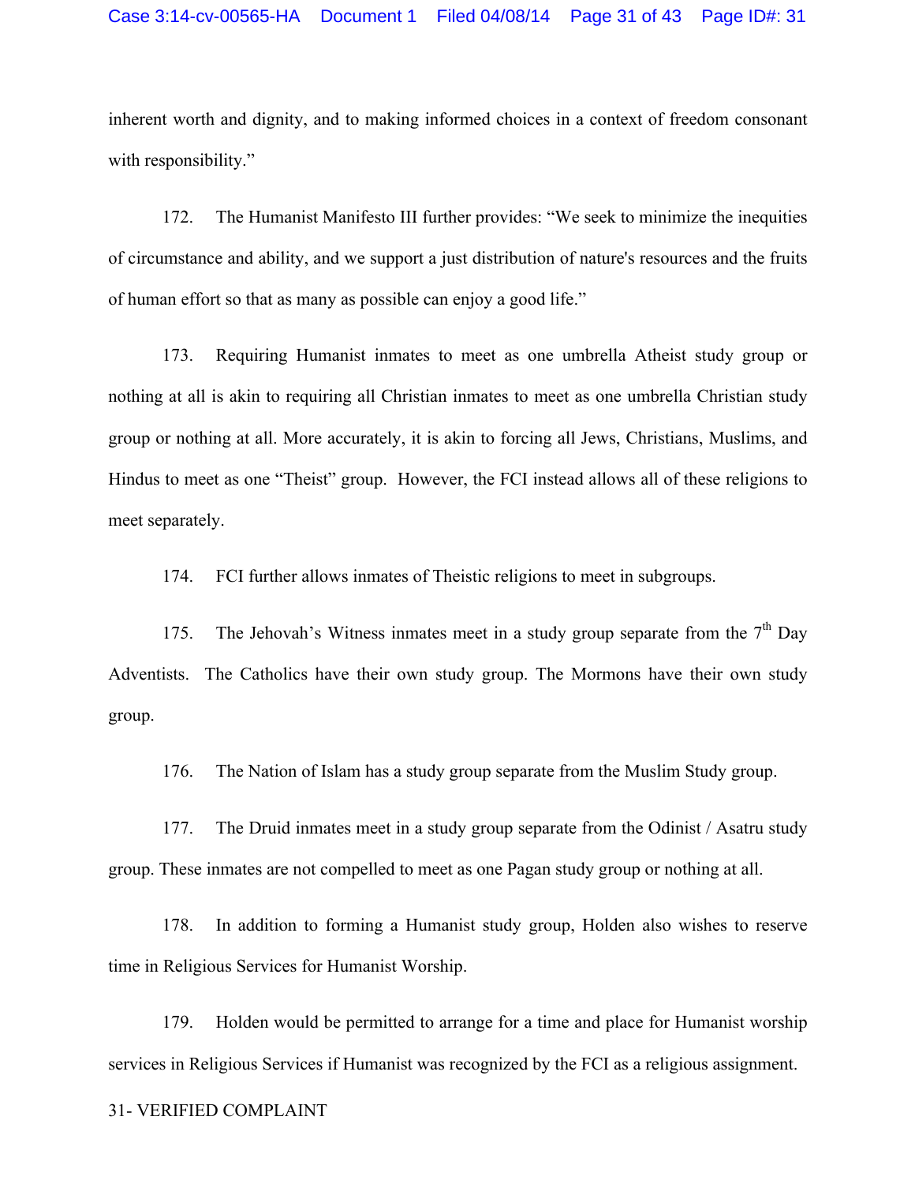inherent worth and dignity, and to making informed choices in a context of freedom consonant with responsibility."

172. The Humanist Manifesto III further provides: "We seek to minimize the inequities of circumstance and ability, and we support a just distribution of nature's resources and the fruits of human effort so that as many as possible can enjoy a good life."

173. Requiring Humanist inmates to meet as one umbrella Atheist study group or nothing at all is akin to requiring all Christian inmates to meet as one umbrella Christian study group or nothing at all. More accurately, it is akin to forcing all Jews, Christians, Muslims, and Hindus to meet as one "Theist" group. However, the FCI instead allows all of these religions to meet separately.

174. FCI further allows inmates of Theistic religions to meet in subgroups.

175. The Jehovah's Witness inmates meet in a study group separate from the 7th Day Adventists. The Catholics have their own study group. The Mormons have their own study group.

176. The Nation of Islam has a study group separate from the Muslim Study group.

177. The Druid inmates meet in a study group separate from the Odinist / Asatru study group. These inmates are not compelled to meet as one Pagan study group or nothing at all.

178. In addition to forming a Humanist study group, Holden also wishes to reserve time in Religious Services for Humanist Worship.

179. Holden would be permitted to arrange for a time and place for Humanist worship services in Religious Services if Humanist was recognized by the FCI as a religious assignment.

31- VERIFIED COMPLAINT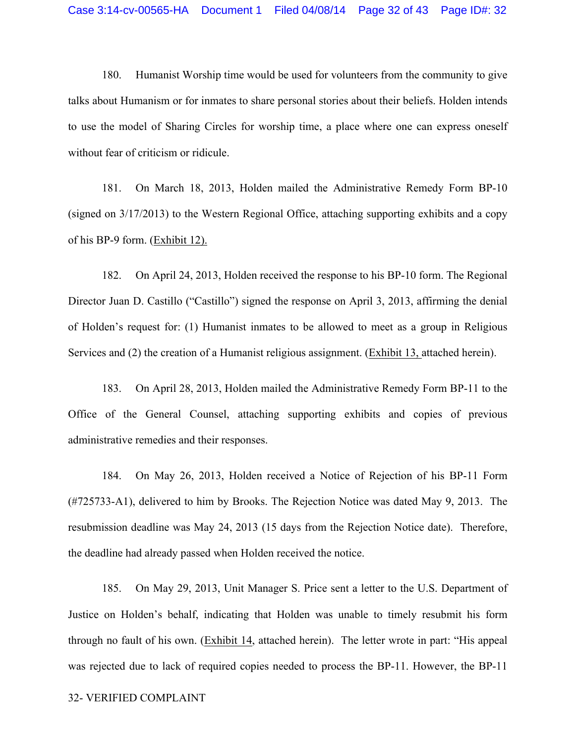180. Humanist Worship time would be used for volunteers from the community to give talks about Humanism or for inmates to share personal stories about their beliefs. Holden intends to use the model of Sharing Circles for worship time, a place where one can express oneself without fear of criticism or ridicule.

181. On March 18, 2013, Holden mailed the Administrative Remedy Form BP-10 (signed on 3/17/2013) to the Western Regional Office, attaching supporting exhibits and a copy of his BP-9 form. (Exhibit 12).

182. On April 24, 2013, Holden received the response to his BP-10 form. The Regional Director Juan D. Castillo ("Castillo") signed the response on April 3, 2013, affirming the denial of Holden's request for: (1) Humanist inmates to be allowed to meet as a group in Religious Services and (2) the creation of a Humanist religious assignment. (Exhibit 13, attached herein).

183. On April 28, 2013, Holden mailed the Administrative Remedy Form BP-11 to the Office of the General Counsel, attaching supporting exhibits and copies of previous administrative remedies and their responses.

184. On May 26, 2013, Holden received a Notice of Rejection of his BP-11 Form (#725733-A1), delivered to him by Brooks. The Rejection Notice was dated May 9, 2013. The resubmission deadline was May 24, 2013 (15 days from the Rejection Notice date). Therefore, the deadline had already passed when Holden received the notice.

185. On May 29, 2013, Unit Manager S. Price sent a letter to the U.S. Department of Justice on Holden's behalf, indicating that Holden was unable to timely resubmit his form through no fault of his own. (Exhibit 14, attached herein). The letter wrote in part: "His appeal was rejected due to lack of required copies needed to process the BP-11. However, the BP-11

32- VERIFIED COMPLAINT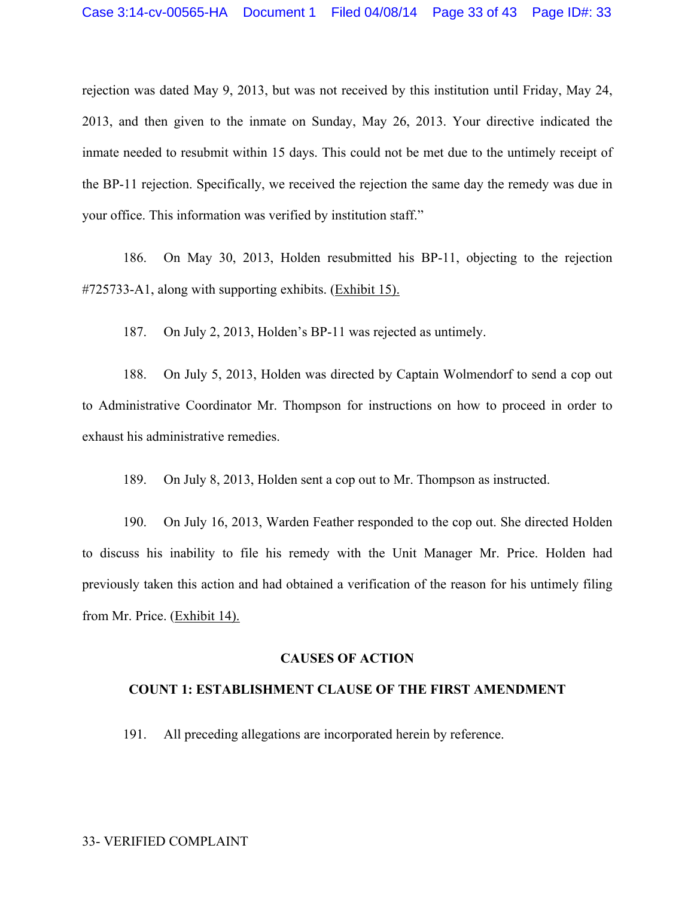rejection was dated May 9, 2013, but was not received by this institution until Friday, May 24, 2013, and then given to the inmate on Sunday, May 26, 2013. Your directive indicated the inmate needed to resubmit within 15 days. This could not be met due to the untimely receipt of the BP-11 rejection. Specifically, we received the rejection the same day the remedy was due in your office. This information was verified by institution staff."

186. On May 30, 2013, Holden resubmitted his BP-11, objecting to the rejection #725733-A1, along with supporting exhibits. (Exhibit 15).

187. On July 2, 2013, Holden's BP-11 was rejected as untimely.

188. On July 5, 2013, Holden was directed by Captain Wolmendorf to send a cop out to Administrative Coordinator Mr. Thompson for instructions on how to proceed in order to exhaust his administrative remedies.

189. On July 8, 2013, Holden sent a cop out to Mr. Thompson as instructed.

190. On July 16, 2013, Warden Feather responded to the cop out. She directed Holden to discuss his inability to file his remedy with the Unit Manager Mr. Price. Holden had previously taken this action and had obtained a verification of the reason for his untimely filing from Mr. Price. (Exhibit 14).

## CAUSES OF ACTION

### COUNT 1: ESTABLISHMENT CLAUSE OF THE FIRST AMENDMENT

191. All preceding allegations are incorporated herein by reference.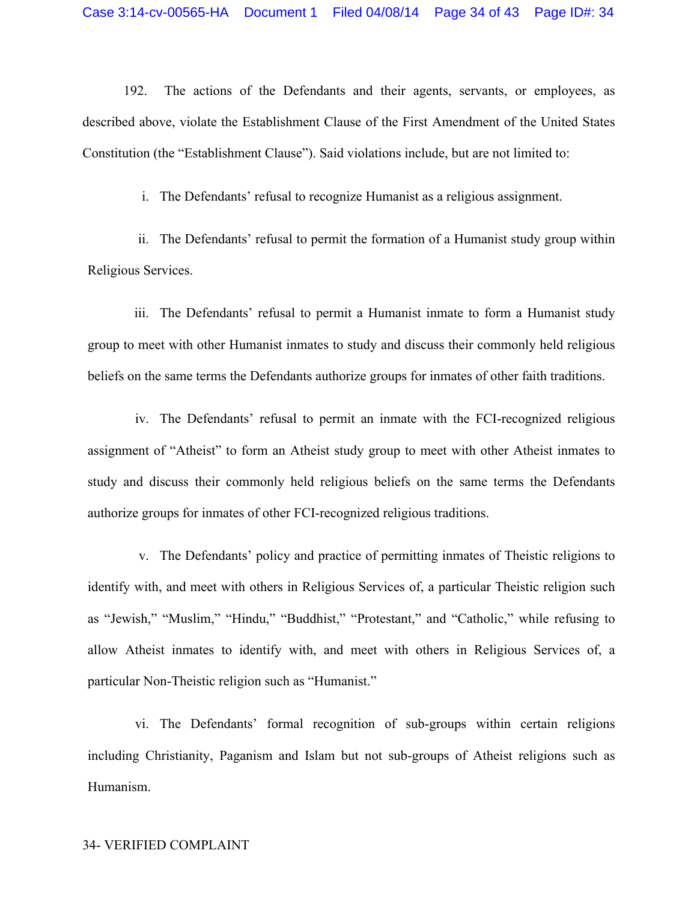192. The actions of the Defendants and their agents, servants, or employees, as described above, violate the Establishment Clause of the First Amendment of the United States Constitution (the "Establishment Clause"). Said violations include, but are not limited to:

i. The Defendants' refusal to recognize Humanist as a religious assignment.

ii. The Defendants' refusal to permit the formation of a Humanist study group within Religious Services.

iii. The Defendants' refusal to permit a Humanist inmate to form a Humanist study group to meet with other Humanist inmates to study and discuss their commonly held religious beliefs on the same terms the Defendants authorize groups for inmates of other faith traditions.

iv. The Defendants' refusal to permit an inmate with the FCI-recognized religious assignment of "Atheist" to form an Atheist study group to meet with other Atheist inmates to study and discuss their commonly held religious beliefs on the same terms the Defendants authorize groups for inmates of other FCI-recognized religious traditions.

v. The Defendants' policy and practice of permitting inmates of Theistic religions to identify with, and meet with others in Religious Services of, a particular Theistic religion such as "Jewish," "Muslim," "Hindu," "Buddhist," "Protestant," and "Catholic," while refusing to allow Atheist inmates to identify with, and meet with others in Religious Services of, a particular Non-Theistic religion such as "Humanist."

vi. The Defendants' formal recognition of sub-groups within certain religions including Christianity, Paganism and Islam but not sub-groups of Atheist religions such as Humanism.

34- VERIFIED COMPLAINT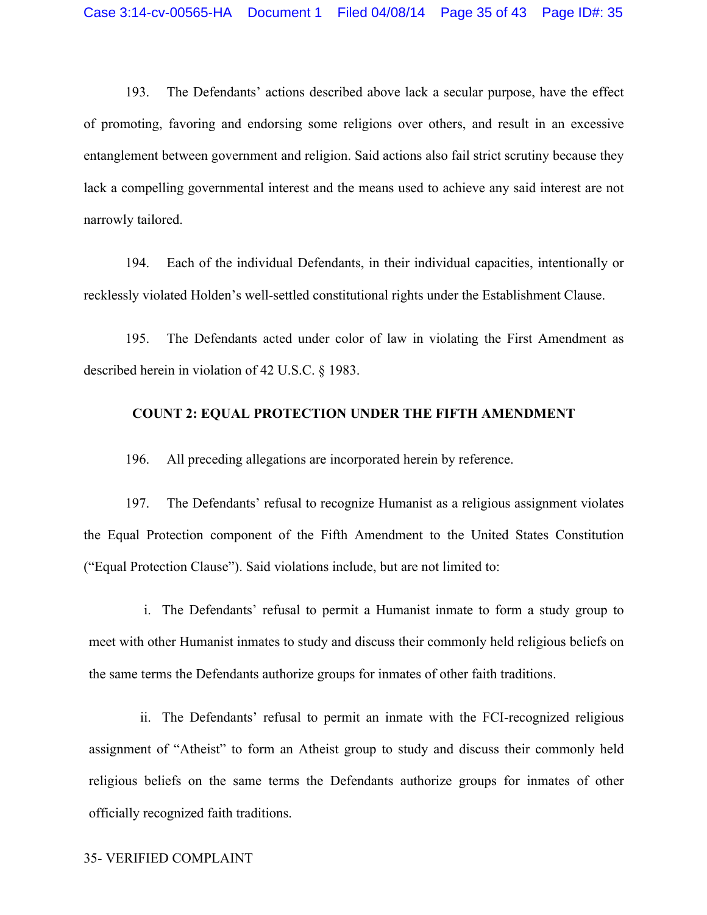193. The Defendants' actions described above lack a secular purpose, have the effect of promoting, favoring and endorsing some religions over others, and result in an excessive entanglement between government and religion. Said actions also fail strict scrutiny because they lack a compelling governmental interest and the means used to achieve any said interest are not narrowly tailored.

194. Each of the individual Defendants, in their individual capacities, intentionally or recklessly violated Holden's well-settled constitutional rights under the Establishment Clause.

195. The Defendants acted under color of law in violating the First Amendment as described herein in violation of 42 U.S.C. § 1983.

**COUNT 2: EQUAL PROTECTION UNDER THE FIFTH AMENDMENT**

196. All preceding allegations are incorporated herein by reference.

197. The Defendants' refusal to recognize Humanist as a religious assignment violates the Equal Protection component of the Fifth Amendment to the United States Constitution ("Equal Protection Clause"). Said violations include, but are not limited to:

i. The Defendants' refusal to permit a Humanist inmate to form a study group to meet with other Humanist inmates to study and discuss their commonly held religious beliefs on the same terms the Defendants authorize groups for inmates of other faith traditions.

ii. The Defendants' refusal to permit an inmate with the FCI-recognized religious assignment of "Atheist" to form an Atheist group to study and discuss their commonly held religious beliefs on the same terms the Defendants authorize groups for inmates of other officially recognized faith traditions.

35- VERIFIED COMPLAINT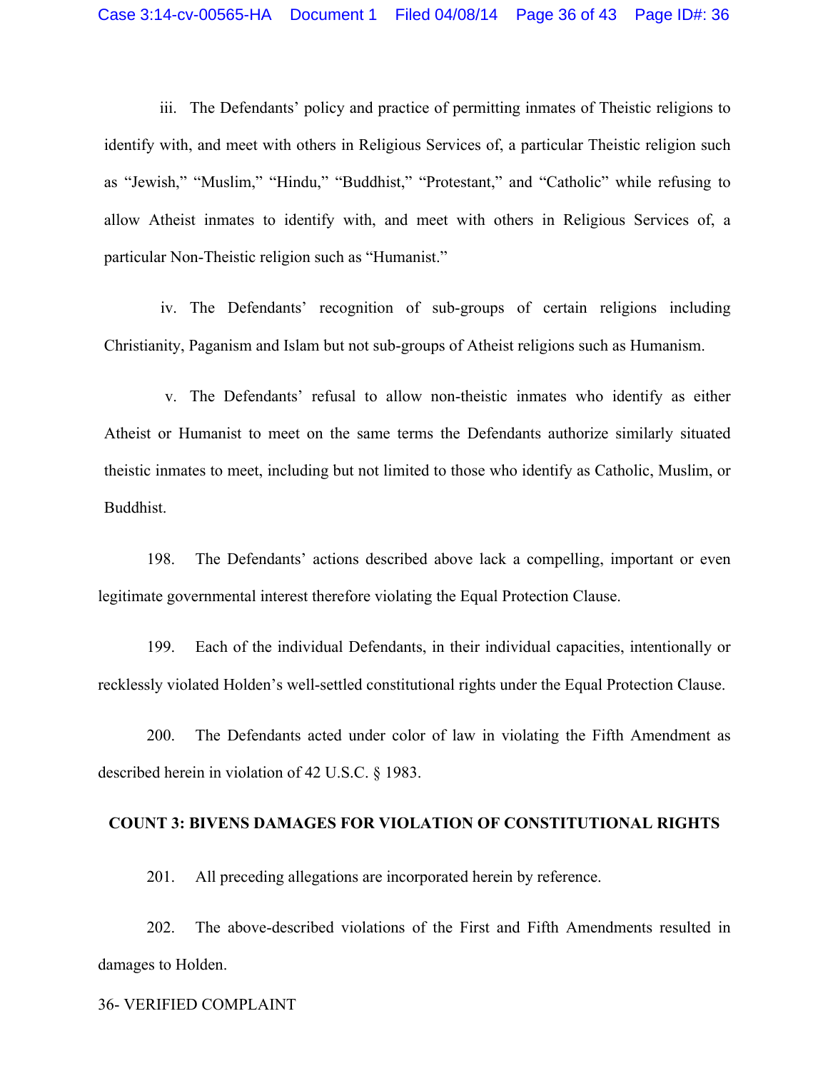iii. The Defendants' policy and practice of permitting inmates of Theistic religions to identify with, and meet with others in Religious Services of, a particular Theistic religion such as "Jewish," "Muslim," "Hindu," "Buddhist," "Protestant," and "Catholic" while refusing to allow Atheist inmates to identify with, and meet with others in Religious Services of, a particular Non-Theistic religion such as "Humanist."

iv. The Defendants' recognition of sub-groups of certain religions including Christianity, Paganism and Islam but not sub-groups of Atheist religions such as Humanism.

v. The Defendants' refusal to allow non-theistic inmates who identify as either Atheist or Humanist to meet on the same terms the Defendants authorize similarly situated theistic inmates to meet, including but not limited to those who identify as Catholic, Muslim, or Buddhist.

198. The Defendants' actions described above lack a compelling, important or even legitimate governmental interest therefore violating the Equal Protection Clause.

199. Each of the individual Defendants, in their individual capacities, intentionally or recklessly violated Holden's well-settled constitutional rights under the Equal Protection Clause.

200. The Defendants acted under color of law in violating the Fifth Amendment as described herein in violation of 42 U.S.C. § 1983.

**COUNT 3: BIVENS DAMAGES FOR VIOLATION OF CONSTITUTIONAL RIGHTS**

201. All preceding allegations are incorporated herein by reference.

202. The above-described violations of the First and Fifth Amendments resulted in damages to Holden.

36- VERIFIED COMPLAINT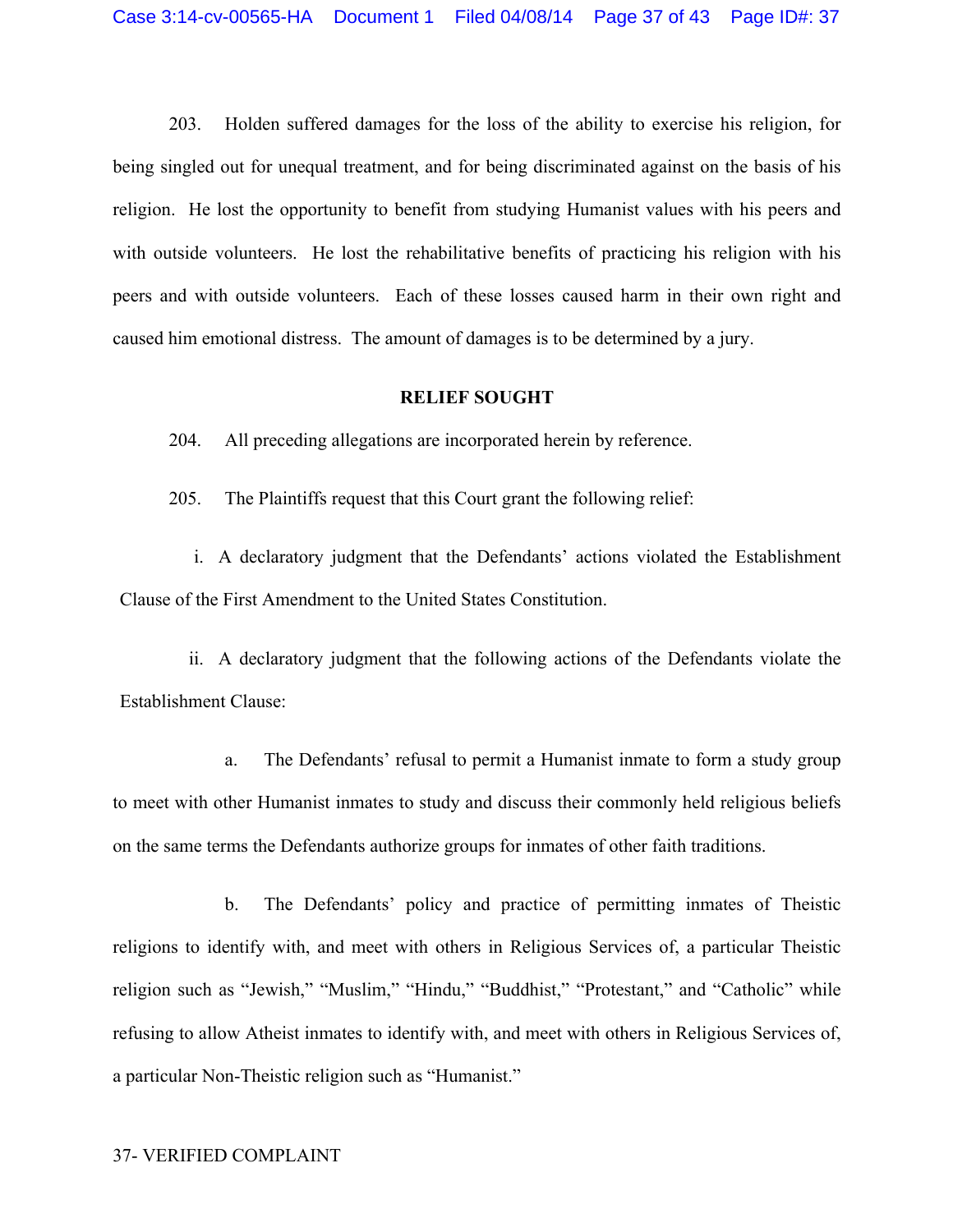203. Holden suffered damages for the loss of the ability to exercise his religion, for being singled out for unequal treatment, and for being discriminated against on the basis of his religion. He lost the opportunity to benefit from studying Humanist values with his peers and with outside volunteers. He lost the rehabilitative benefits of practicing his religion with his peers and with outside volunteers. Each of these losses caused harm in their own right and caused him emotional distress. The amount of damages is to be determined by a jury.

**RELIEF SOUGHT**

204. All preceding allegations are incorporated herein by reference.

205. The Plaintiffs request that this Court grant the following relief:

i. A declaratory judgment that the Defendants' actions violated the Establishment Clause of the First Amendment to the United States Constitution.

ii. A declaratory judgment that the following actions of the Defendants violate the Establishment Clause:

a. The Defendants' refusal to permit a Humanist inmate to form a study group to meet with other Humanist inmates to study and discuss their commonly held religious beliefs on the same terms the Defendants authorize groups for inmates of other faith traditions.

b. The Defendants' policy and practice of permitting inmates of Theistic religions to identify with, and meet with others in Religious Services of, a particular Theistic religion such as "Jewish," "Muslim," "Hindu," "Buddhist," "Protestant," and "Catholic" while refusing to allow Atheist inmates to identify with, and meet with others in Religious Services of, a particular Non-Theistic religion such as "Humanist."

37- VERIFIED COMPLAINT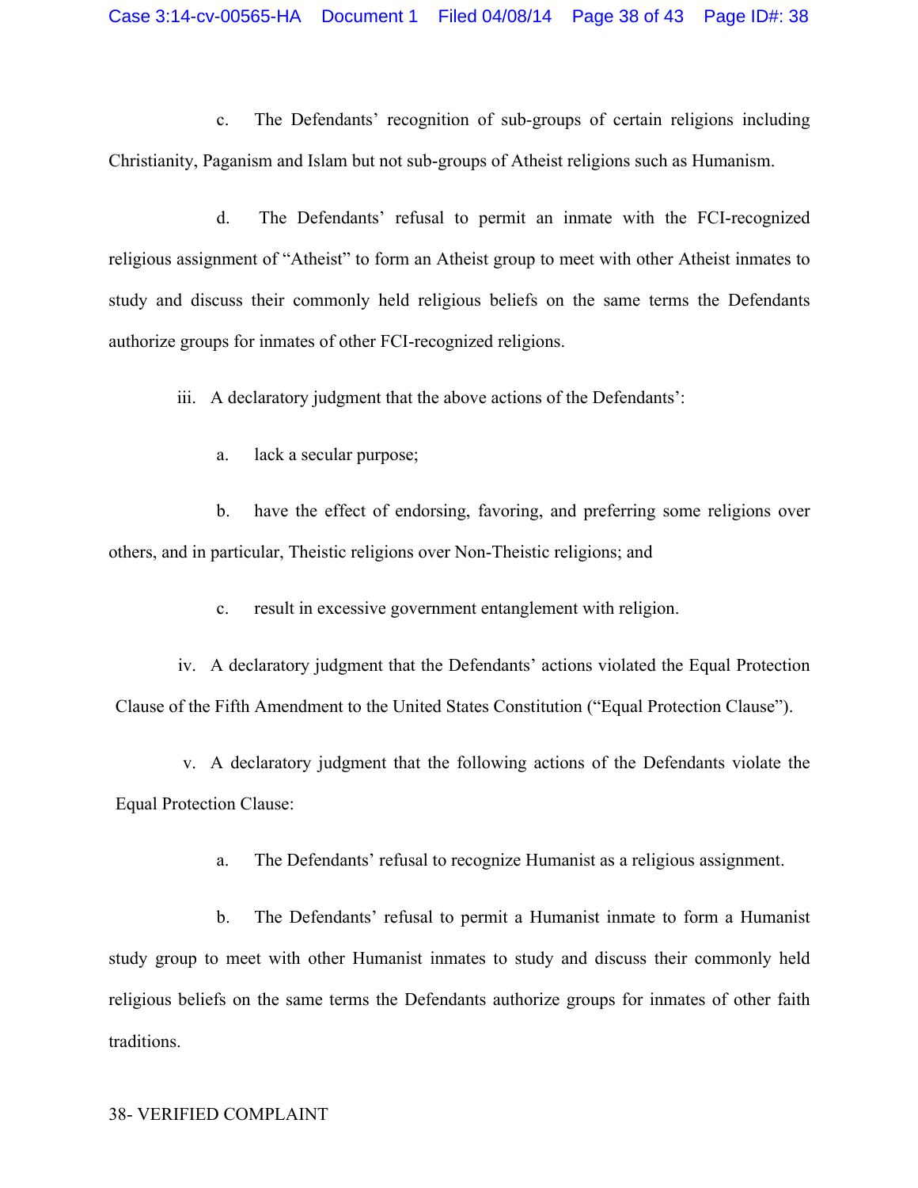c. The Defendants' recognition of sub-groups of certain religions including Christianity, Paganism and Islam but not sub-groups of Atheist religions such as Humanism.

d. The Defendants' refusal to permit an inmate with the FCI-recognized religious assignment of "Atheist" to form an Atheist group to meet with other Atheist inmates to study and discuss their commonly held religious beliefs on the same terms the Defendants authorize groups for inmates of other FCI-recognized religions.

iii. A declaratory judgment that the above actions of the Defendants':

a. lack a secular purpose;

b. have the effect of endorsing, favoring, and preferring some religions over others, and in particular, Theistic religions over Non-Theistic religions; and

c. result in excessive government entanglement with religion.

iv. A declaratory judgment that the Defendants' actions violated the Equal Protection Clause of the Fifth Amendment to the United States Constitution ("Equal Protection Clause").

v. A declaratory judgment that the following actions of the Defendants violate the Equal Protection Clause:

a. The Defendants' refusal to recognize Humanist as a religious assignment.

b. The Defendants' refusal to permit a Humanist inmate to form a Humanist study group to meet with other Humanist inmates to study and discuss their commonly held religious beliefs on the same terms the Defendants authorize groups for inmates of other faith traditions.

38- VERIFIED COMPLAINT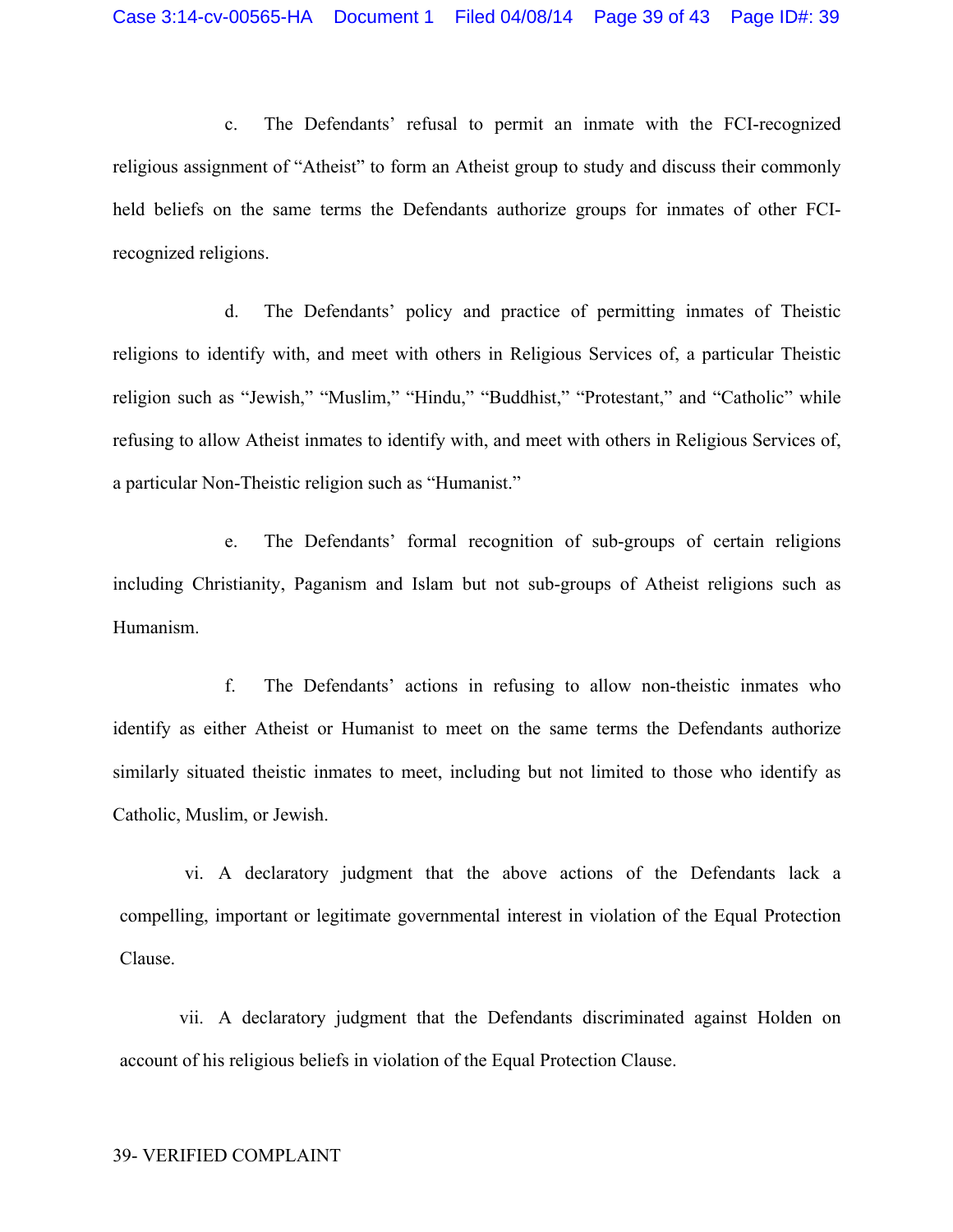c. The Defendants' refusal to permit an inmate with the FCI-recognized religious assignment of "Atheist" to form an Atheist group to study and discuss their commonly held beliefs on the same terms the Defendants authorize groups for inmates of other FCI-recognized religions.

d. The Defendants' policy and practice of permitting inmates of Theistic religions to identify with, and meet with others in Religious Services of, a particular Theistic religion such as "Jewish," "Muslim," "Hindu," "Buddhist," "Protestant," and "Catholic" while refusing to allow Atheist inmates to identify with, and meet with others in Religious Services of, a particular Non-Theistic religion such as "Humanist."

e. The Defendants' formal recognition of sub-groups of certain religions including Christianity, Paganism and Islam but not sub-groups of Atheist religions such as Humanism.

f. The Defendants' actions in refusing to allow non-theistic inmates who identify as either Atheist or Humanist to meet on the same terms the Defendants authorize similarly situated theistic inmates to meet, including but not limited to those who identify as Catholic, Muslim, or Jewish.

vi. A declaratory judgment that the above actions of the Defendants lack a compelling, important or legitimate governmental interest in violation of the Equal Protection Clause.

vii. A declaratory judgment that the Defendants discriminated against Holden on account of his religious beliefs in violation of the Equal Protection Clause.

39- VERIFIED COMPLAINT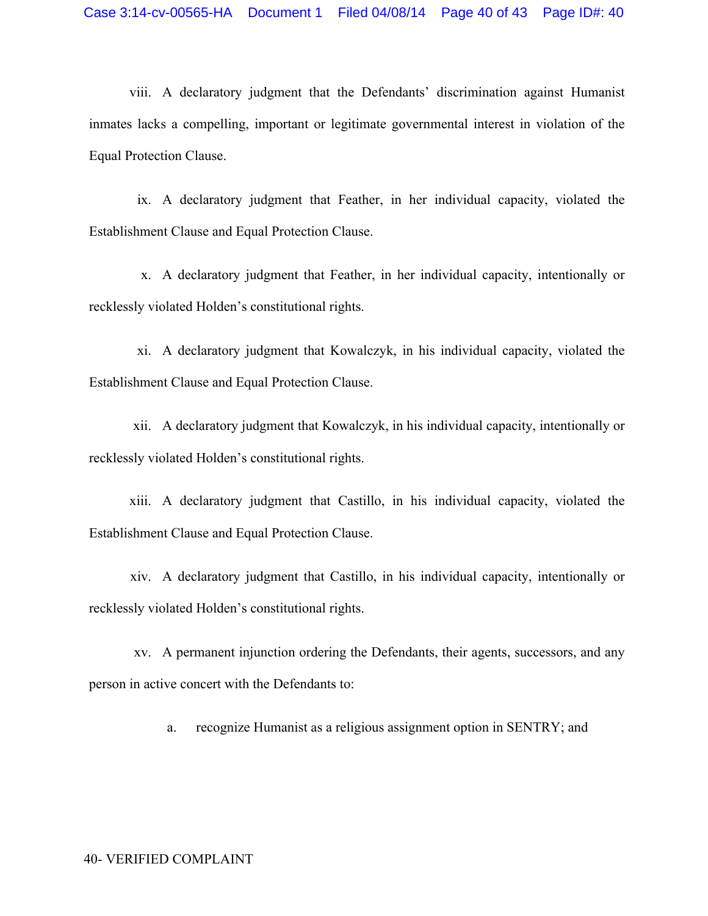viii. A declaratory judgment that the Defendants' discrimination against Humanist inmates lacks a compelling, important or legitimate governmental interest in violation of the Equal Protection Clause.

ix. A declaratory judgment that Feather, in her individual capacity, violated the Establishment Clause and Equal Protection Clause.

x. A declaratory judgment that Feather, in her individual capacity, intentionally or recklessly violated Holden's constitutional rights.

xi. A declaratory judgment that Kowalczyk, in his individual capacity, violated the Establishment Clause and Equal Protection Clause.

xii. A declaratory judgment that Kowalczyk, in his individual capacity, intentionally or recklessly violated Holden's constitutional rights.

xiii. A declaratory judgment that Castillo, in his individual capacity, violated the Establishment Clause and Equal Protection Clause.

xiv. A declaratory judgment that Castillo, in his individual capacity, intentionally or recklessly violated Holden's constitutional rights.

xv. A permanent injunction ordering the Defendants, their agents, successors, and any person in active concert with the Defendants to:

a. recognize Humanist as a religious assignment option in SENTRY; and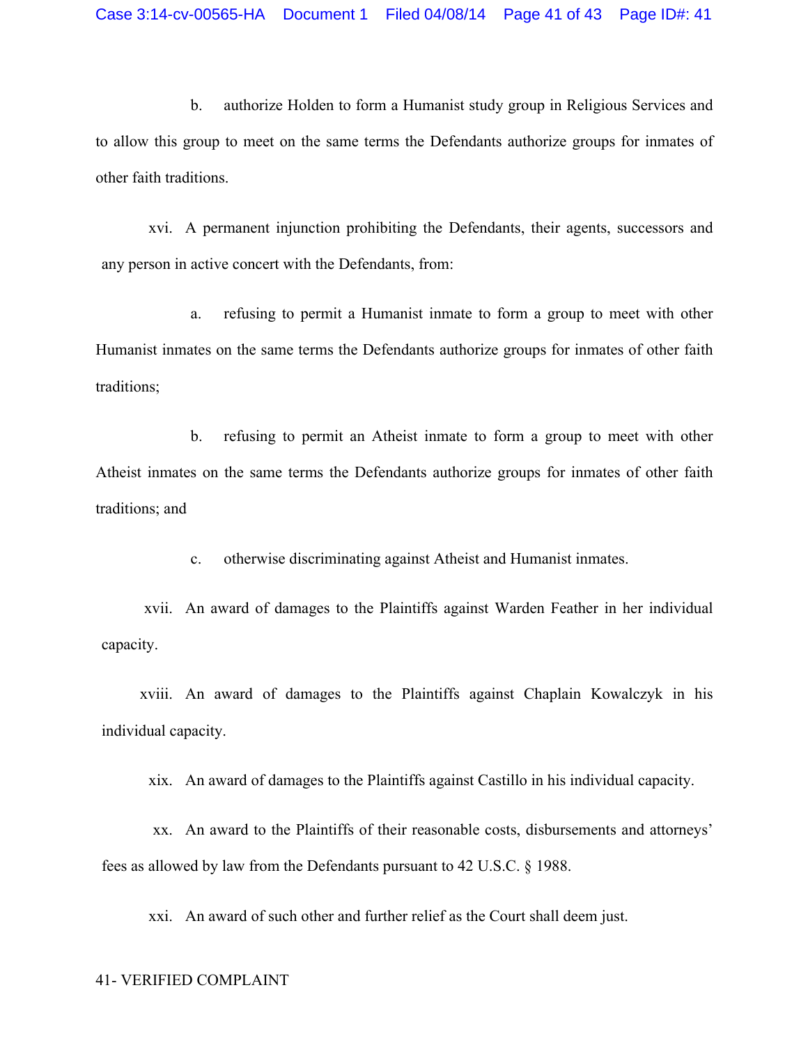b. authorize Holden to form a Humanist study group in Religious Services and to allow this group to meet on the same terms the Defendants authorize groups for inmates of other faith traditions.

xvi. A permanent injunction prohibiting the Defendants, their agents, successors and any person in active concert with the Defendants, from:

a. refusing to permit a Humanist inmate to form a group to meet with other Humanist inmates on the same terms the Defendants authorize groups for inmates of other faith traditions;

b. refusing to permit an Atheist inmate to form a group to meet with other Atheist inmates on the same terms the Defendants authorize groups for inmates of other faith traditions; and

c. otherwise discriminating against Atheist and Humanist inmates.

xvii. An award of damages to the Plaintiffs against Warden Feather in her individual capacity.

xviii. An award of damages to the Plaintiffs against Chaplain Kowalczyk in his individual capacity.

xix. An award of damages to the Plaintiffs against Castillo in his individual capacity.

xx. An award to the Plaintiffs of their reasonable costs, disbursements and attorneys' fees as allowed by law from the Defendants pursuant to 42 U.S.C. § 1988.

xxi. An award of such other and further relief as the Court shall deem just.

41- VERIFIED COMPLAINT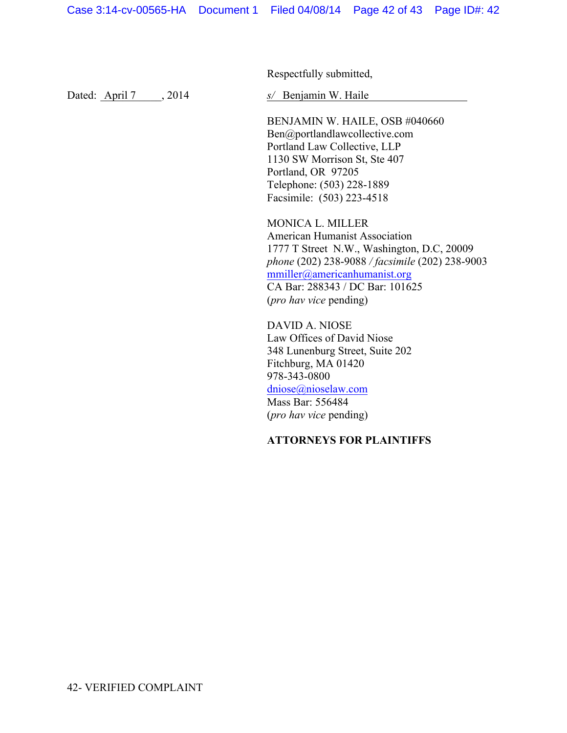Respectfully submitted,

Dated: April 7, 2014

s/ Benjamin W. Haile

BENJAMIN W. HAILE, OSB #040660
Ben@portlandlawcollective.com
Portland Law Collective, LLP
1130 SW Morrison St, Ste 407
Portland, OR 97205
Telephone: (503) 228-1889
Facsimile: (503) 223-4518

MONICA L. MILLER
American Humanist Association
1777 T Street N.W., Washington, D.C, 20009
*phone* (202) 238-9088 / *facsimile* (202) 238-9003
mmiller@americanhumanist.org
CA Bar: 288343 / DC Bar: 101625
(*pro hav vice* pending)

DAVID A. NIOSE
Law Offices of David Niose
348 Lunenburg Street, Suite 202
Fitchburg, MA 01420
978-343-0800
dniose@nioselaw.com
Mass Bar: 556484
(*pro hav vice* pending)

**ATTORNEYS FOR PLAINTIFFS**

42- VERIFIED COMPLAINT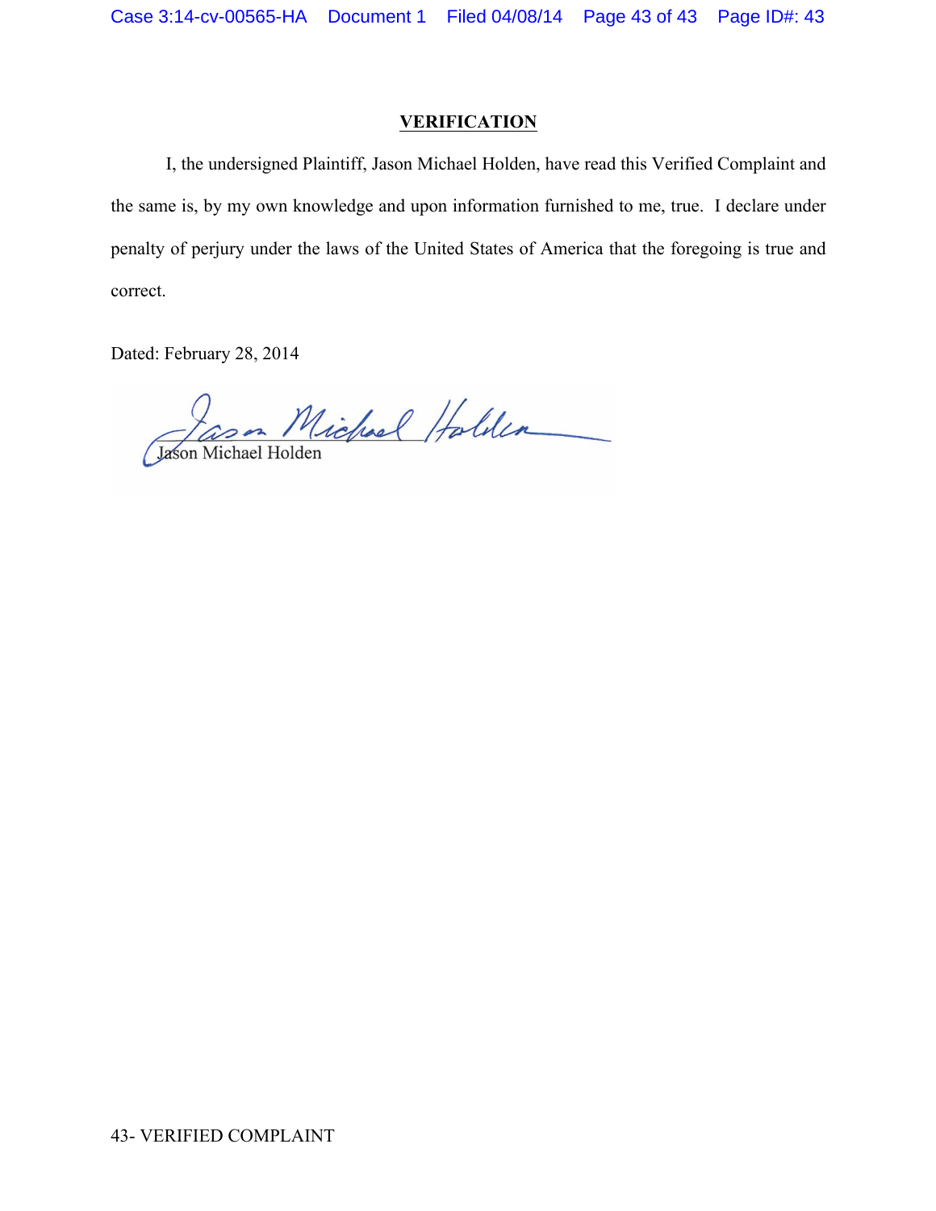## VERIFICATION

I, the undersigned Plaintiff, Jason Michael Holden, have read this Verified Complaint and the same is, by my own knowledge and upon information furnished to me, true. I declare under penalty of perjury under the laws of the United States of America that the foregoing is true and correct.

Dated: February 28, 2014

Jason Michael Holden

Jason Michael Holden